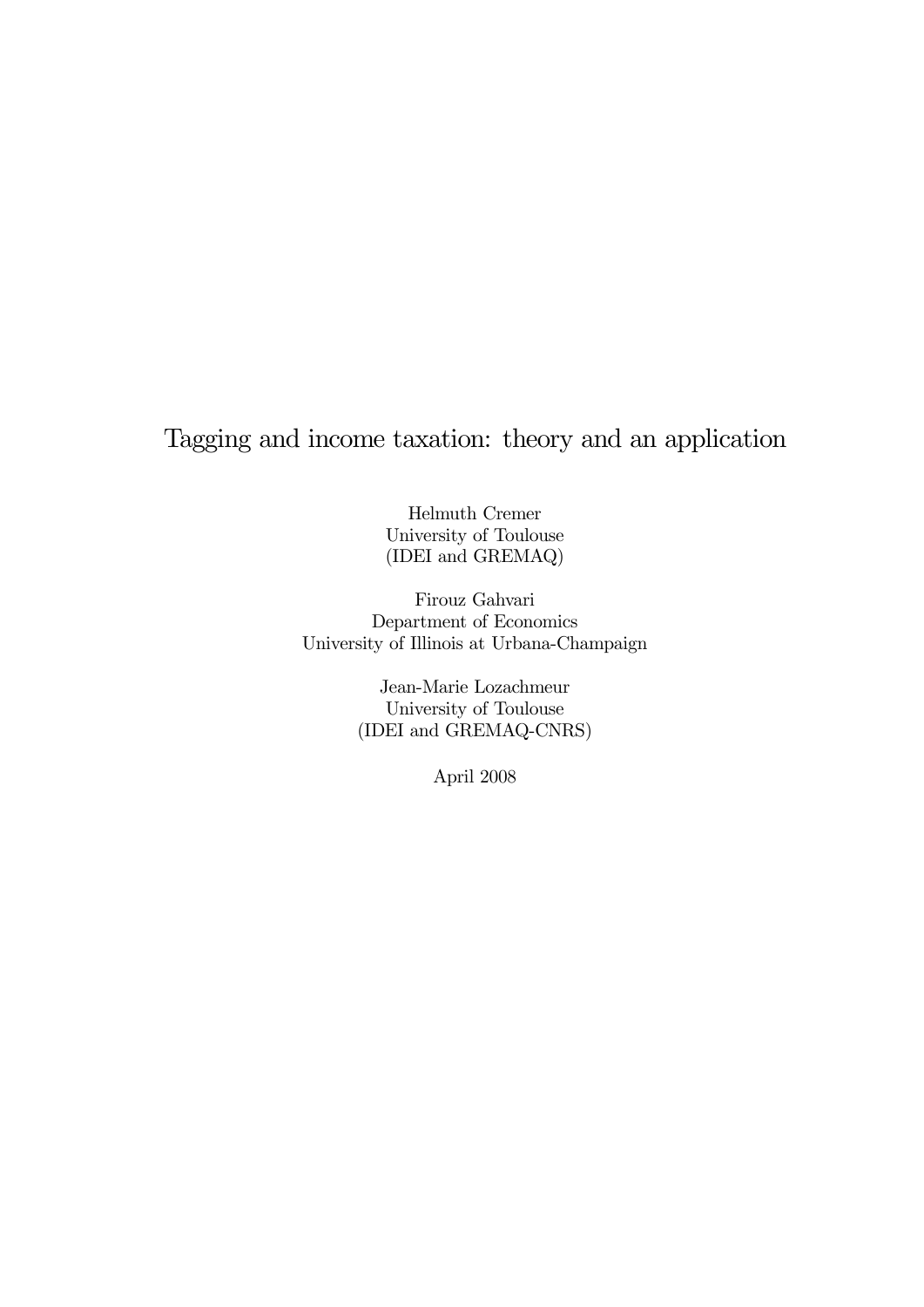# Tagging and income taxation: theory and an application

Helmuth Cremer
University of Toulouse
(IDEI and GREMAQ)

Firouz Gahvari
Department of Economics
University of Illinois at Urbana-Champaign

Jean-Marie Lozachmeur
University of Toulouse
(IDEI and GREMAQ-CNRS)

April 2008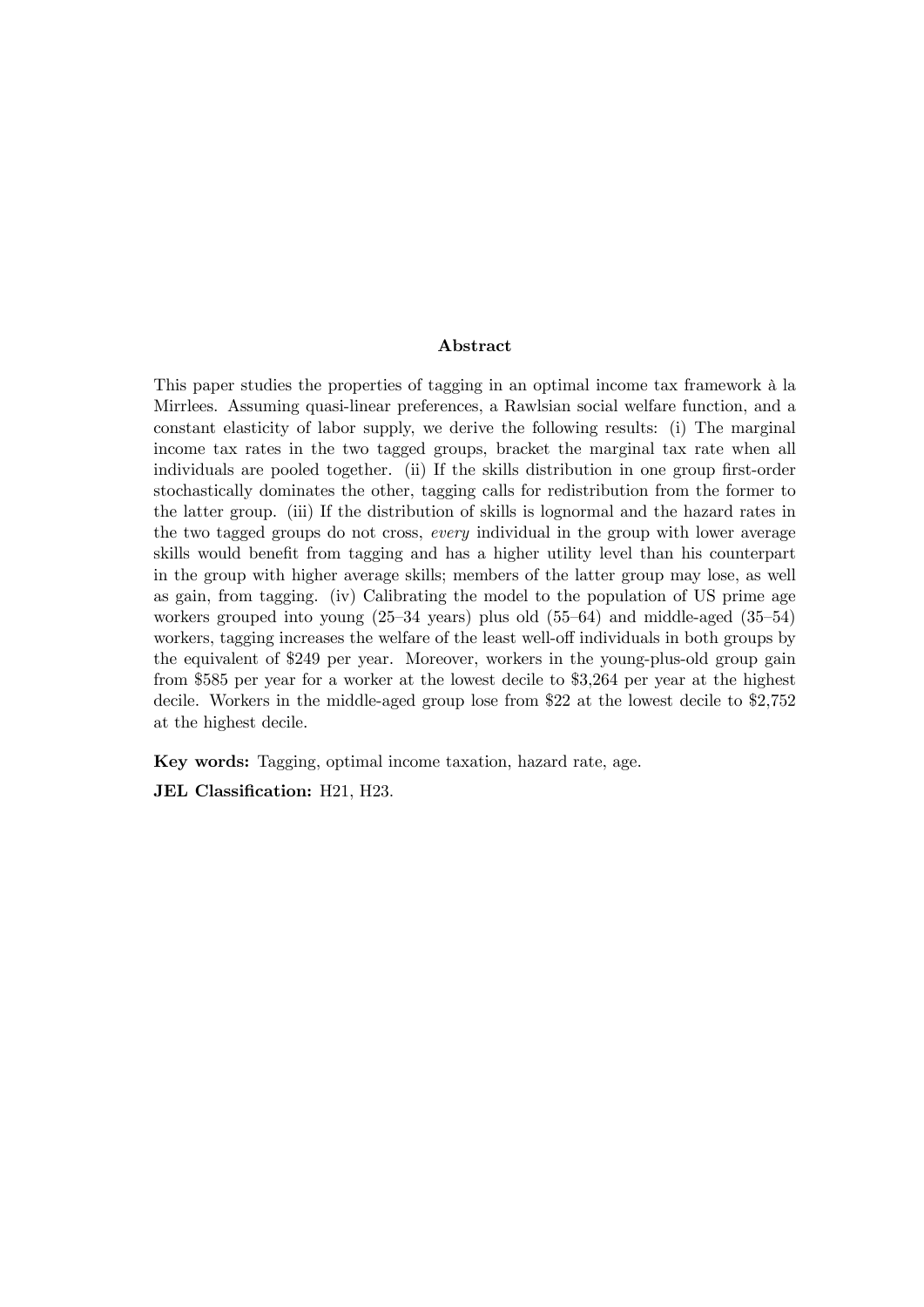## Abstract

This paper studies the properties of tagging in an optimal income tax framework à la Mirrlees. Assuming quasi-linear preferences, a Rawlsian social welfare function, and a constant elasticity of labor supply, we derive the following results: (i) The marginal income tax rates in the two tagged groups, bracket the marginal tax rate when all individuals are pooled together. (ii) If the skills distribution in one group first-order stochastically dominates the other, tagging calls for redistribution from the former to the latter group. (iii) If the distribution of skills is lognormal and the hazard rates in the two tagged groups do not cross, *every* individual in the group with lower average skills would benefit from tagging and has a higher utility level than his counterpart in the group with higher average skills; members of the latter group may lose, as well as gain, from tagging. (iv) Calibrating the model to the population of US prime age workers grouped into young (25–34 years) plus old (55–64) and middle-aged (35–54) workers, tagging increases the welfare of the least well-off individuals in both groups by the equivalent of $249 per year. Moreover, workers in the young-plus-old group gain from $585 per year for a worker at the lowest decile to $3,264 per year at the highest decile. Workers in the middle-aged group lose from $22 at the lowest decile to $2,752 at the highest decile.

**Key words:** Tagging, optimal income taxation, hazard rate, age.

**JEL Classification:** H21, H23.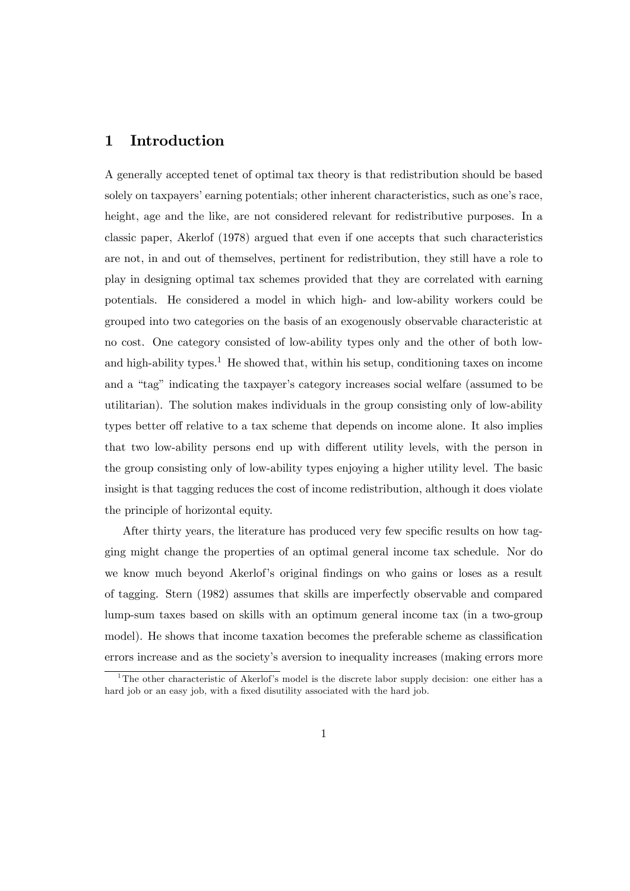# 1 Introduction

A generally accepted tenet of optimal tax theory is that redistribution should be based solely on taxpayers' earning potentials; other inherent characteristics, such as one's race, height, age and the like, are not considered relevant for redistributive purposes. In a classic paper, Akerlof (1978) argued that even if one accepts that such characteristics are not, in and out of themselves, pertinent for redistribution, they still have a role to play in designing optimal tax schemes provided that they are correlated with earning potentials. He considered a model in which high- and low-ability workers could be grouped into two categories on the basis of an exogenously observable characteristic at no cost. One category consisted of low-ability types only and the other of both low- and high-ability types.[1] He showed that, within his setup, conditioning taxes on income and a "tag" indicating the taxpayer's category increases social welfare (assumed to be utilitarian). The solution makes individuals in the group consisting only of low-ability types better off relative to a tax scheme that depends on income alone. It also implies that two low-ability persons end up with different utility levels, with the person in the group consisting only of low-ability types enjoying a higher utility level. The basic insight is that tagging reduces the cost of income redistribution, although it does violate the principle of horizontal equity.

After thirty years, the literature has produced very few specific results on how tagging might change the properties of an optimal general income tax schedule. Nor do we know much beyond Akerlof's original findings on who gains or loses as a result of tagging. Stern (1982) assumes that skills are imperfectly observable and compared lump-sum taxes based on skills with an optimum general income tax (in a two-group model). He shows that income taxation becomes the preferable scheme as classification errors increase and as the society's aversion to inequality increases (making errors more

[1] The other characteristic of Akerlof's model is the discrete labor supply decision: one either has a hard job or an easy job, with a fixed disutility associated with the hard job.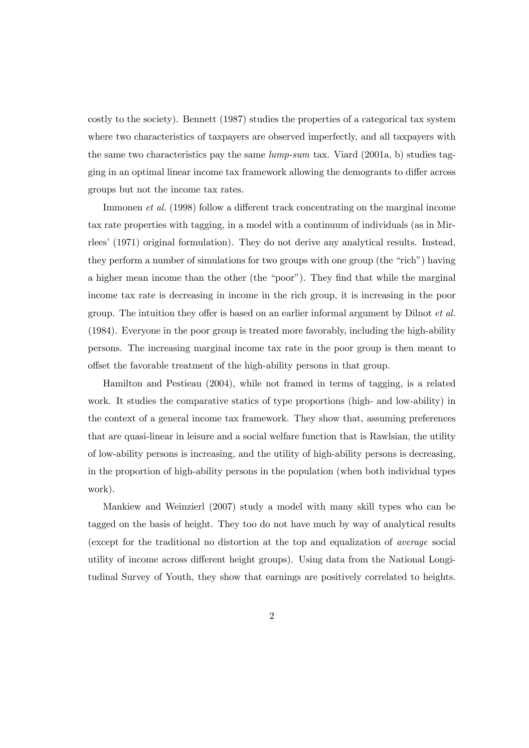costly to the society). Bennett (1987) studies the properties of a categorical tax system where two characteristics of taxpayers are observed imperfectly, and all taxpayers with the same two characteristics pay the same *lump-sum* tax. Viard (2001a, b) studies tagging in an optimal linear income tax framework allowing the demogrants to differ across groups but not the income tax rates.

Immonen *et al.* (1998) follow a different track concentrating on the marginal income tax rate properties with tagging, in a model with a continuum of individuals (as in Mirrlees' (1971) original formulation). They do not derive any analytical results. Instead, they perform a number of simulations for two groups with one group (the "rich") having a higher mean income than the other (the "poor"). They find that while the marginal income tax rate is decreasing in income in the rich group, it is increasing in the poor group. The intuition they offer is based on an earlier informal argument by Dilnot *et al.* (1984). Everyone in the poor group is treated more favorably, including the high-ability persons. The increasing marginal income tax rate in the poor group is then meant to offset the favorable treatment of the high-ability persons in that group.

Hamilton and Pestieau (2004), while not framed in terms of tagging, is a related work. It studies the comparative statics of type proportions (high- and low-ability) in the context of a general income tax framework. They show that, assuming preferences that are quasi-linear in leisure and a social welfare function that is Rawlsian, the utility of low-ability persons is increasing, and the utility of high-ability persons is decreasing, in the proportion of high-ability persons in the population (when both individual types work).

Mankiew and Weinzierl (2007) study a model with many skill types who can be tagged on the basis of height. They too do not have much by way of analytical results (except for the traditional no distortion at the top and equalization of *average* social utility of income across different height groups). Using data from the National Longitudinal Survey of Youth, they show that earnings are positively correlated to heights.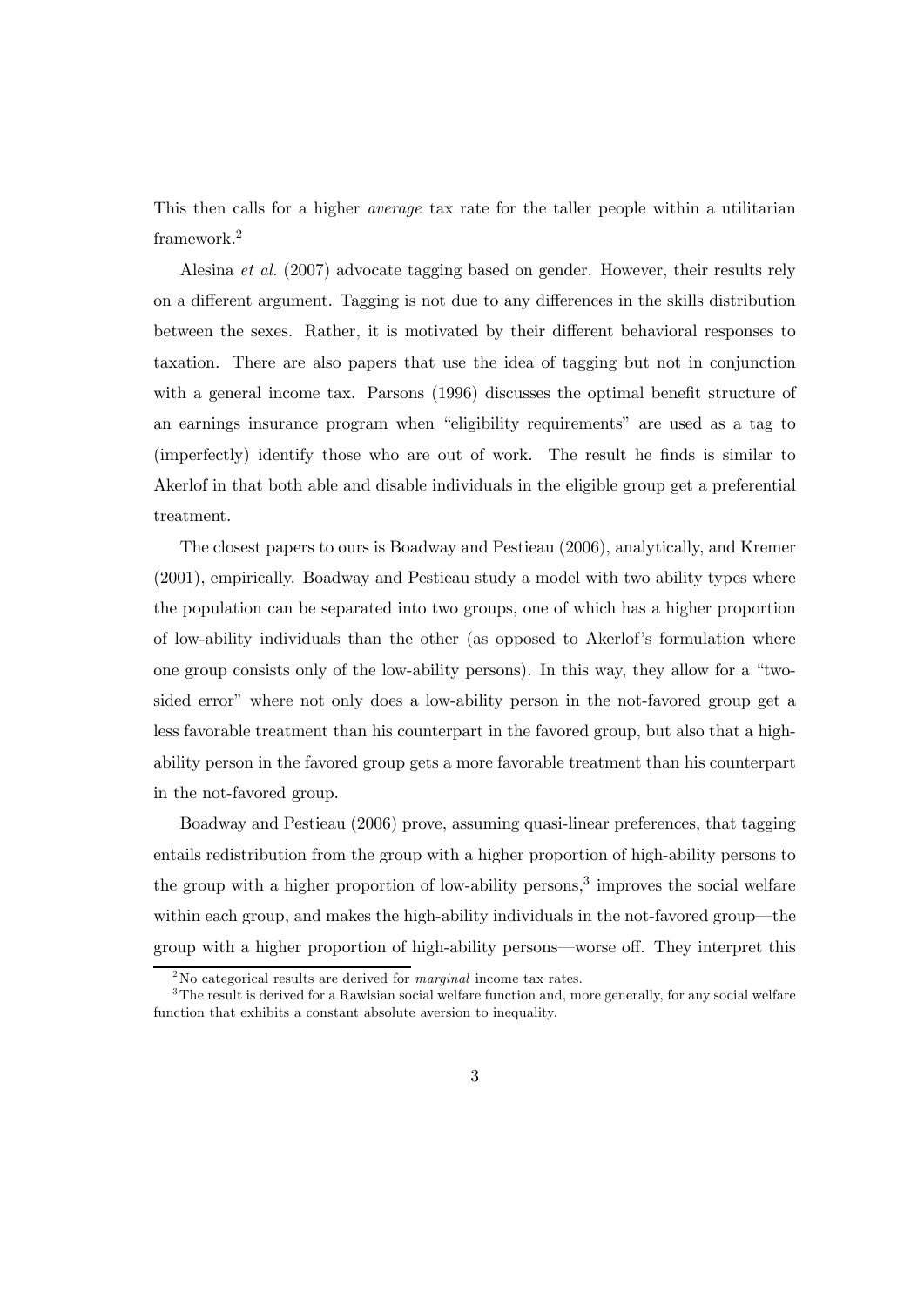This then calls for a higher *average* tax rate for the taller people within a utilitarian framework.[2]

Alesina *et al.* (2007) advocate tagging based on gender. However, their results rely on a different argument. Tagging is not due to any differences in the skills distribution between the sexes. Rather, it is motivated by their different behavioral responses to taxation. There are also papers that use the idea of tagging but not in conjunction with a general income tax. Parsons (1996) discusses the optimal benefit structure of an earnings insurance program when "eligibility requirements" are used as a tag to (imperfectly) identify those who are out of work. The result he finds is similar to Akerlof in that both able and disable individuals in the eligible group get a preferential treatment.

The closest papers to ours is Boadway and Pestieau (2006), analytically, and Kremer (2001), empirically. Boadway and Pestieau study a model with two ability types where the population can be separated into two groups, one of which has a higher proportion of low-ability individuals than the other (as opposed to Akerlof's formulation where one group consists only of the low-ability persons). In this way, they allow for a "two-sided error" where not only does a low-ability person in the not-favored group get a less favorable treatment than his counterpart in the favored group, but also that a high-ability person in the favored group gets a more favorable treatment than his counterpart in the not-favored group.

Boadway and Pestieau (2006) prove, assuming quasi-linear preferences, that tagging entails redistribution from the group with a higher proportion of high-ability persons to the group with a higher proportion of low-ability persons,[3] improves the social welfare within each group, and makes the high-ability individuals in the not-favored group—the group with a higher proportion of high-ability persons—worse off. They interpret this

[2] No categorical results are derived for *marginal* income tax rates.

[3] The result is derived for a Rawlsian social welfare function and, more generally, for any social welfare function that exhibits a constant absolute aversion to inequality.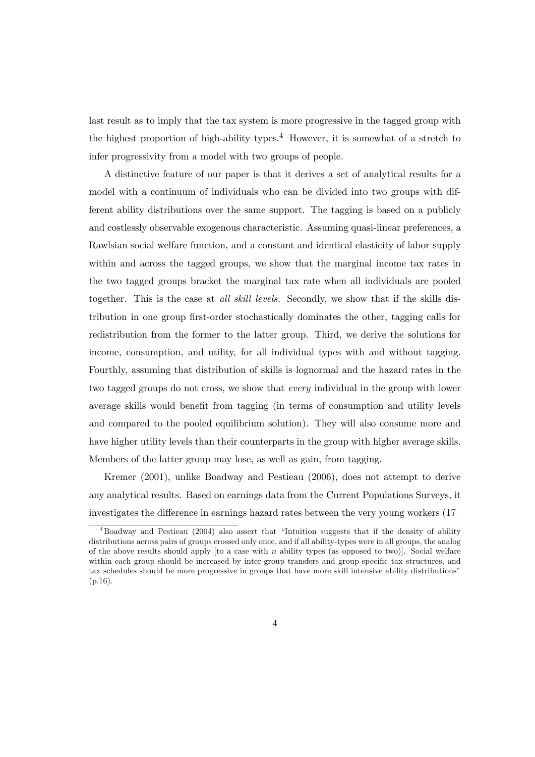last result as to imply that the tax system is more progressive in the tagged group with the highest proportion of high-ability types.[4] However, it is somewhat of a stretch to infer progressivity from a model with two groups of people.

A distinctive feature of our paper is that it derives a set of analytical results for a model with a continuum of individuals who can be divided into two groups with different ability distributions over the same support. The tagging is based on a publicly and costlessly observable exogenous characteristic. Assuming quasi-linear preferences, a Rawlsian social welfare function, and a constant and identical elasticity of labor supply within and across the tagged groups, we show that the marginal income tax rates in the two tagged groups bracket the marginal tax rate when all individuals are pooled together. This is the case at *all skill levels.* Secondly, we show that if the skills distribution in one group first-order stochastically dominates the other, tagging calls for redistribution from the former to the latter group. Third, we derive the solutions for income, consumption, and utility, for all individual types with and without tagging. Fourthly, assuming that distribution of skills is lognormal and the hazard rates in the two tagged groups do not cross, we show that *every* individual in the group with lower average skills would benefit from tagging (in terms of consumption and utility levels and compared to the pooled equilibrium solution). They will also consume more and have higher utility levels than their counterparts in the group with higher average skills. Members of the latter group may lose, as well as gain, from tagging.

Kremer (2001), unlike Boadway and Pestieau (2006), does not attempt to derive any analytical results. Based on earnings data from the Current Populations Surveys, it investigates the difference in earnings hazard rates between the very young workers (17–

[4] Boadway and Pestieau (2004) also assert that "Intuition suggests that if the density of ability distributions across pairs of groups crossed only once, and if all ability-types were in all groups, the analog of the above results should apply [to a case with $n$ ability types (as opposed to two)]. Social welfare within each group should be increased by inter-group transfers and group-specific tax structures, and tax schedules should be more progressive in groups that have more skill intensive ability distributions" (p.16).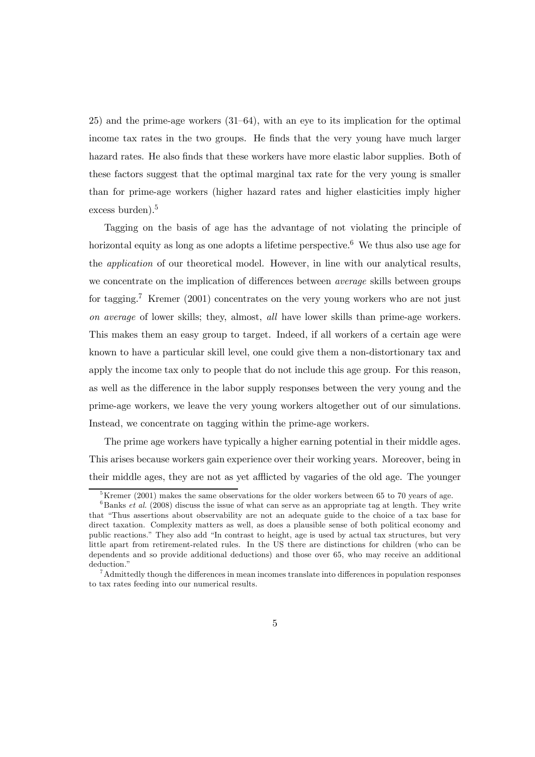25) and the prime-age workers (31–64), with an eye to its implication for the optimal income tax rates in the two groups. He finds that the very young have much larger hazard rates. He also finds that these workers have more elastic labor supplies. Both of these factors suggest that the optimal marginal tax rate for the very young is smaller than for prime-age workers (higher hazard rates and higher elasticities imply higher excess burden).[5]

Tagging on the basis of age has the advantage of not violating the principle of horizontal equity as long as one adopts a lifetime perspective.[6] We thus also use age for the *application* of our theoretical model. However, in line with our analytical results, we concentrate on the implication of differences between *average* skills between groups for tagging.[7] Kremer (2001) concentrates on the very young workers who are not just *on average* of lower skills; they, almost, *all* have lower skills than prime-age workers. This makes them an easy group to target. Indeed, if all workers of a certain age were known to have a particular skill level, one could give them a non-distortionary tax and apply the income tax only to people that do not include this age group. For this reason, as well as the difference in the labor supply responses between the very young and the prime-age workers, we leave the very young workers altogether out of our simulations. Instead, we concentrate on tagging within the prime-age workers.

The prime age workers have typically a higher earning potential in their middle ages. This arises because workers gain experience over their working years. Moreover, being in their middle ages, they are not as yet afflicted by vagaries of the old age. The younger

[5] Kremer (2001) makes the same observations for the older workers between 65 to 70 years of age.

[6] Banks *et al.* (2008) discuss the issue of what can serve as an appropriate tag at length. They write that "Thus assertions about observability are not an adequate guide to the choice of a tax base for direct taxation. Complexity matters as well, as does a plausible sense of both political economy and public reactions." They also add "In contrast to height, age is used by actual tax structures, but very little apart from retirement-related rules. In the US there are distinctions for children (who can be dependents and so provide additional deductions) and those over 65, who may receive an additional deduction."

[7] Admittedly though the differences in mean incomes translate into differences in population responses to tax rates feeding into our numerical results.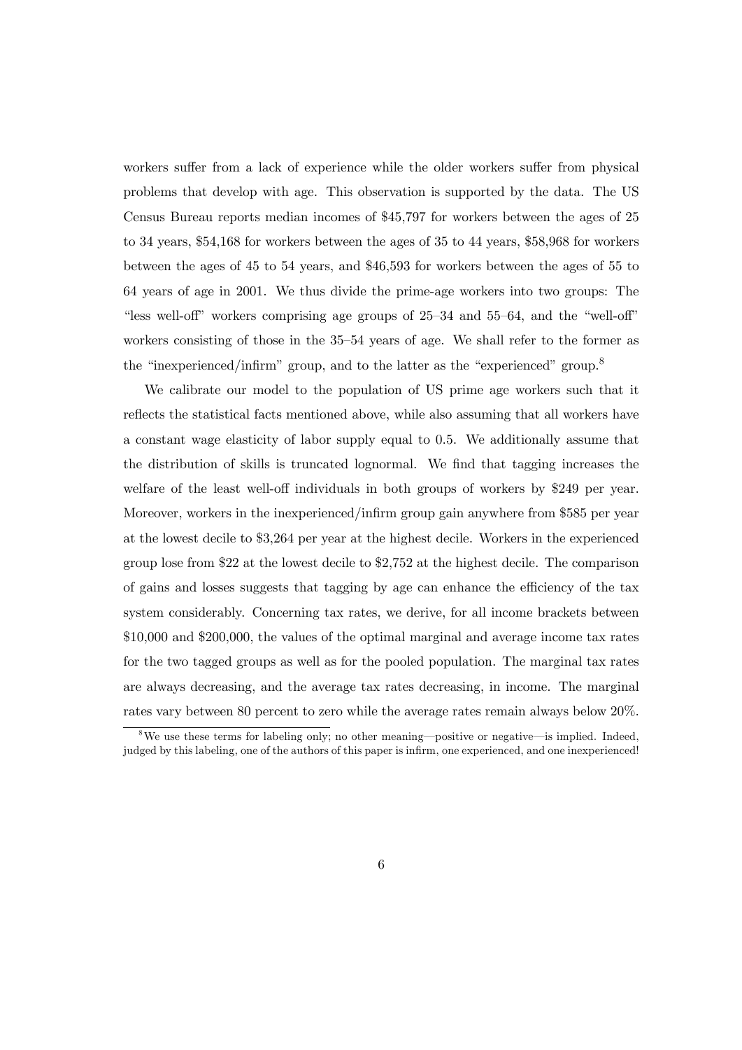workers suffer from a lack of experience while the older workers suffer from physical problems that develop with age. This observation is supported by the data. The US Census Bureau reports median incomes of $45,797 for workers between the ages of 25 to 34 years, $54,168 for workers between the ages of 35 to 44 years, $58,968 for workers between the ages of 45 to 54 years, and $46,593 for workers between the ages of 55 to 64 years of age in 2001. We thus divide the prime-age workers into two groups: The "less well-off" workers comprising age groups of 25–34 and 55–64, and the "well-off" workers consisting of those in the 35–54 years of age. We shall refer to the former as the "inexperienced/infirm" group, and to the latter as the "experienced" group.[8]

We calibrate our model to the population of US prime age workers such that it reflects the statistical facts mentioned above, while also assuming that all workers have a constant wage elasticity of labor supply equal to 0.5. We additionally assume that the distribution of skills is truncated lognormal. We find that tagging increases the welfare of the least well-off individuals in both groups of workers by $249 per year. Moreover, workers in the inexperienced/infirm group gain anywhere from $585 per year at the lowest decile to $3,264 per year at the highest decile. Workers in the experienced group lose from $22 at the lowest decile to $2,752 at the highest decile. The comparison of gains and losses suggests that tagging by age can enhance the efficiency of the tax system considerably. Concerning tax rates, we derive, for all income brackets between $10,000 and $200,000, the values of the optimal marginal and average income tax rates for the two tagged groups as well as for the pooled population. The marginal tax rates are always decreasing, and the average tax rates decreasing, in income. The marginal rates vary between 80 percent to zero while the average rates remain always below 20%.

[8] We use these terms for labeling only; no other meaning—positive or negative—is implied. Indeed, judged by this labeling, one of the authors of this paper is infirm, one experienced, and one inexperienced!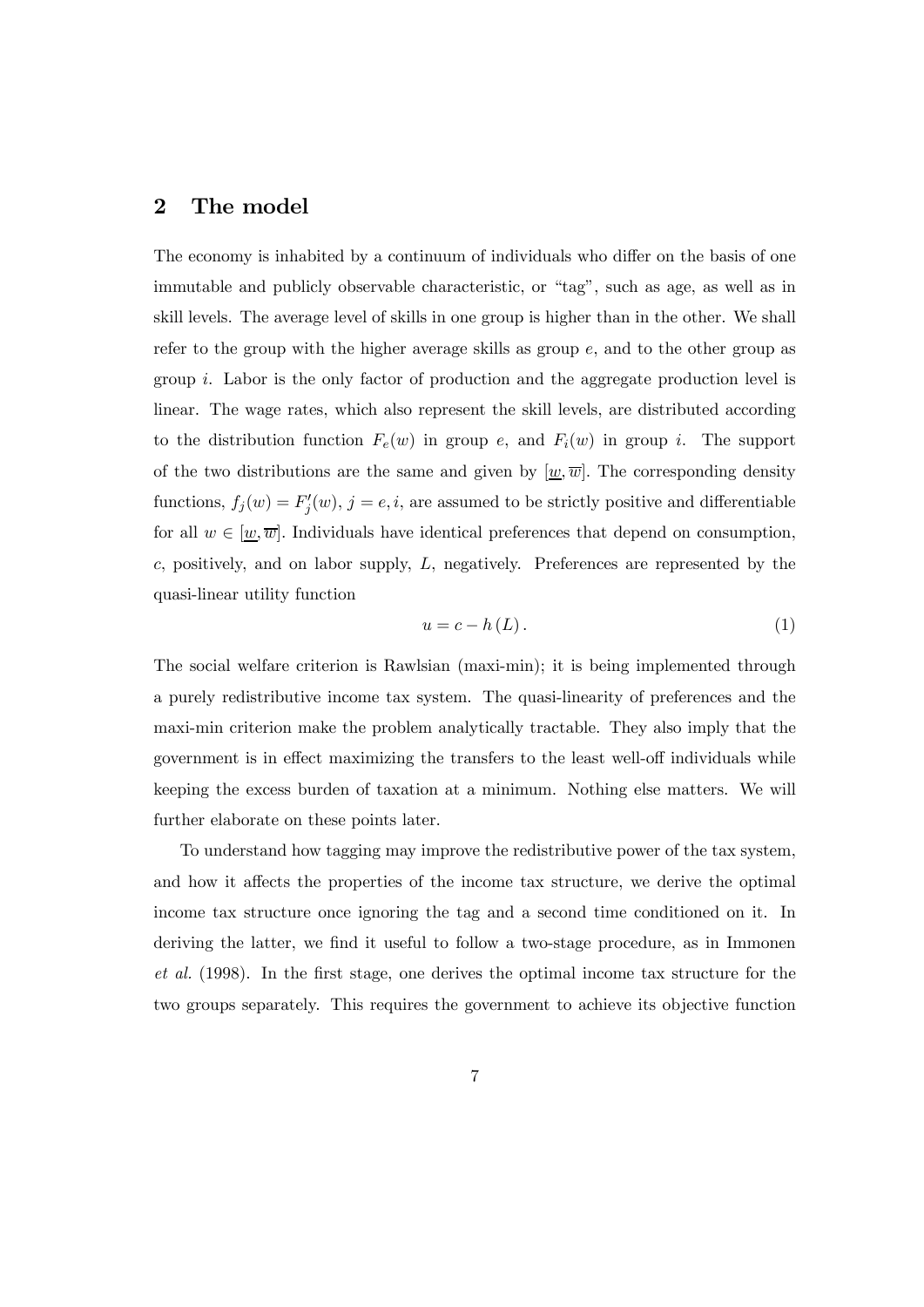## 2 The model

The economy is inhabited by a continuum of individuals who differ on the basis of one immutable and publicly observable characteristic, or "tag", such as age, as well as in skill levels. The average level of skills in one group is higher than in the other. We shall refer to the group with the higher average skills as group $e$, and to the other group as group $i$. Labor is the only factor of production and the aggregate production level is linear. The wage rates, which also represent the skill levels, are distributed according to the distribution function $F_e(w)$ in group $e$, and $F_i(w)$ in group $i$. The support of the two distributions are the same and given by $[\underline{w}, \overline{w}]$. The corresponding density functions, $f_j(w) = F_j'(w)$, $j = e, i$, are assumed to be strictly positive and differentiable for all $w \in [\underline{w}, \overline{w}]$. Individuals have identical preferences that depend on consumption, $c$, positively, and on labor supply, $L$, negatively. Preferences are represented by the quasi-linear utility function

$$u = c - h(L). \tag{1}$$

The social welfare criterion is Rawlsian (maxi-min); it is being implemented through a purely redistributive income tax system. The quasi-linearity of preferences and the maxi-min criterion make the problem analytically tractable. They also imply that the government is in effect maximizing the transfers to the least well-off individuals while keeping the excess burden of taxation at a minimum. Nothing else matters. We will further elaborate on these points later.

To understand how tagging may improve the redistributive power of the tax system, and how it affects the properties of the income tax structure, we derive the optimal income tax structure once ignoring the tag and a second time conditioned on it. In deriving the latter, we find it useful to follow a two-stage procedure, as in Immonen *et al.* (1998). In the first stage, one derives the optimal income tax structure for the two groups separately. This requires the government to achieve its objective function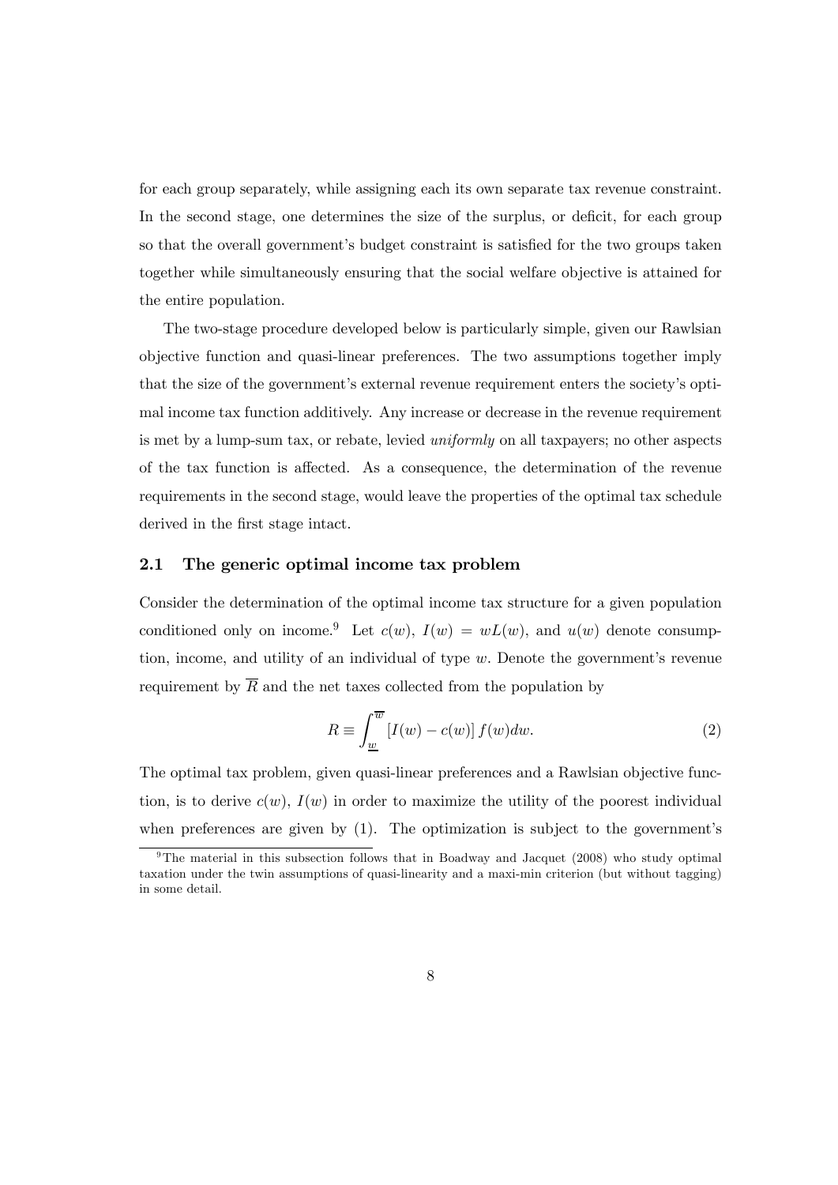for each group separately, while assigning each its own separate tax revenue constraint. In the second stage, one determines the size of the surplus, or deficit, for each group so that the overall government's budget constraint is satisfied for the two groups taken together while simultaneously ensuring that the social welfare objective is attained for the entire population.

The two-stage procedure developed below is particularly simple, given our Rawlsian objective function and quasi-linear preferences. The two assumptions together imply that the size of the government's external revenue requirement enters the society's optimal income tax function additively. Any increase or decrease in the revenue requirement is met by a lump-sum tax, or rebate, levied *uniformly* on all taxpayers; no other aspects of the tax function is affected. As a consequence, the determination of the revenue requirements in the second stage, would leave the properties of the optimal tax schedule derived in the first stage intact.

## 2.1 The generic optimal income tax problem

Consider the determination of the optimal income tax structure for a given population conditioned only on income.[9] Let $c(w)$, $I(w) = wL(w)$, and $u(w)$ denote consumption, income, and utility of an individual of type $w$. Denote the government's revenue requirement by $\overline{R}$ and the net taxes collected from the population by

$$R \equiv \int_{\underline{w}}^{\overline{w}} [I(w) - c(w)] f(w) dw. \tag{2}$$

The optimal tax problem, given quasi-linear preferences and a Rawlsian objective function, is to derive $c(w)$, $I(w)$ in order to maximize the utility of the poorest individual when preferences are given by (1). The optimization is subject to the government's

[9] The material in this subsection follows that in Boadway and Jacquet (2008) who study optimal taxation under the twin assumptions of quasi-linearity and a maxi-min criterion (but without tagging) in some detail.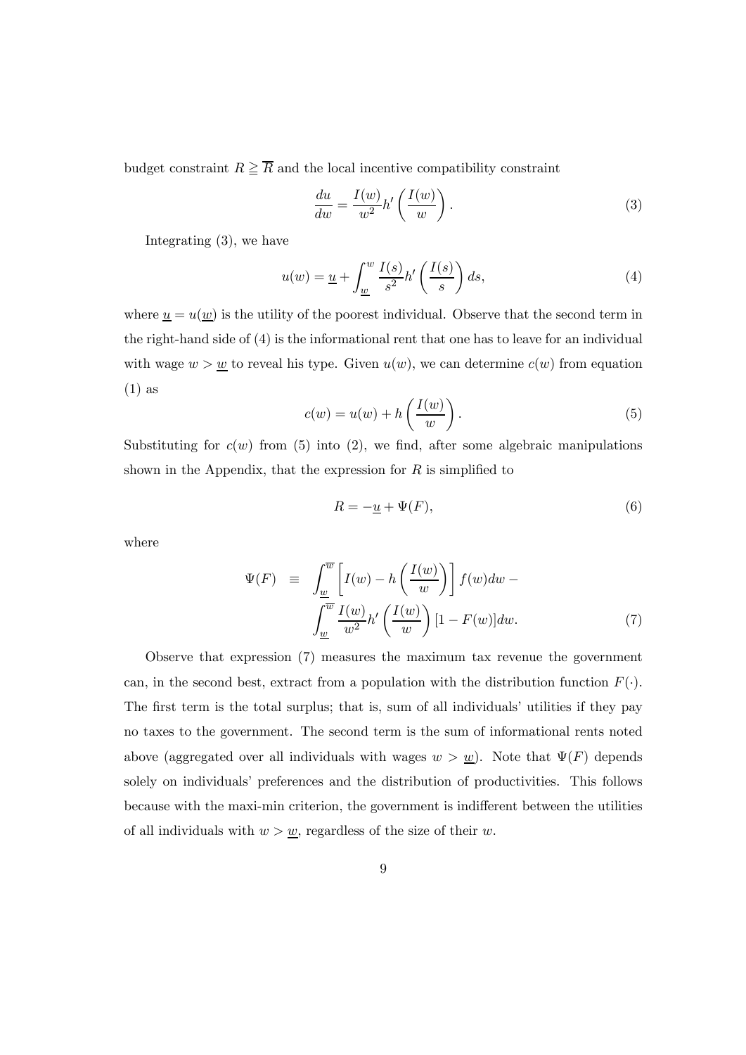budget constraint $R \geqq \overline{R}$ and the local incentive compatibility constraint

$$\frac{du}{dw} = \frac{I(w)}{w^2} h' \left( \frac{I(w)}{w} \right). \tag{3}$$

Integrating (3), we have

$$u(w) = \underline{u} + \int_{\underline{w}}^{w} \frac{I(s)}{s^2} h' \left( \frac{I(s)}{s} \right) ds, \tag{4}$$

where $\underline{u} = u(\underline{w})$ is the utility of the poorest individual. Observe that the second term in the right-hand side of (4) is the informational rent that one has to leave for an individual with wage $w > \underline{w}$ to reveal his type. Given $u(w)$, we can determine $c(w)$ from equation (1) as

$$c(w) = u(w) + h \left( \frac{I(w)}{w} \right). \tag{5}$$

Substituting for $c(w)$ from (5) into (2), we find, after some algebraic manipulations shown in the Appendix, that the expression for $R$ is simplified to

$$R = -\underline{u} + \Psi(F), \tag{6}$$

where

$$\begin{aligned} \Psi(F) \quad \equiv \quad & \int_{\underline{w}}^{\overline{w}} \left[ I(w) - h \left( \frac{I(w)}{w} \right) \right] f(w) dw - \\ & \int_{\underline{w}}^{\overline{w}} \frac{I(w)}{w^2} h' \left( \frac{I(w)}{w} \right) [1 - F(w)] dw. \end{aligned} \tag{7}$$

Observe that expression (7) measures the maximum tax revenue the government can, in the second best, extract from a population with the distribution function $F(\cdot)$. The first term is the total surplus; that is, sum of all individuals' utilities if they pay no taxes to the government. The second term is the sum of informational rents noted above (aggregated over all individuals with wages $w > \underline{w}$). Note that $\Psi(F)$ depends solely on individuals' preferences and the distribution of productivities. This follows because with the maxi-min criterion, the government is indifferent between the utilities of all individuals with $w > \underline{w}$, regardless of the size of their $w$.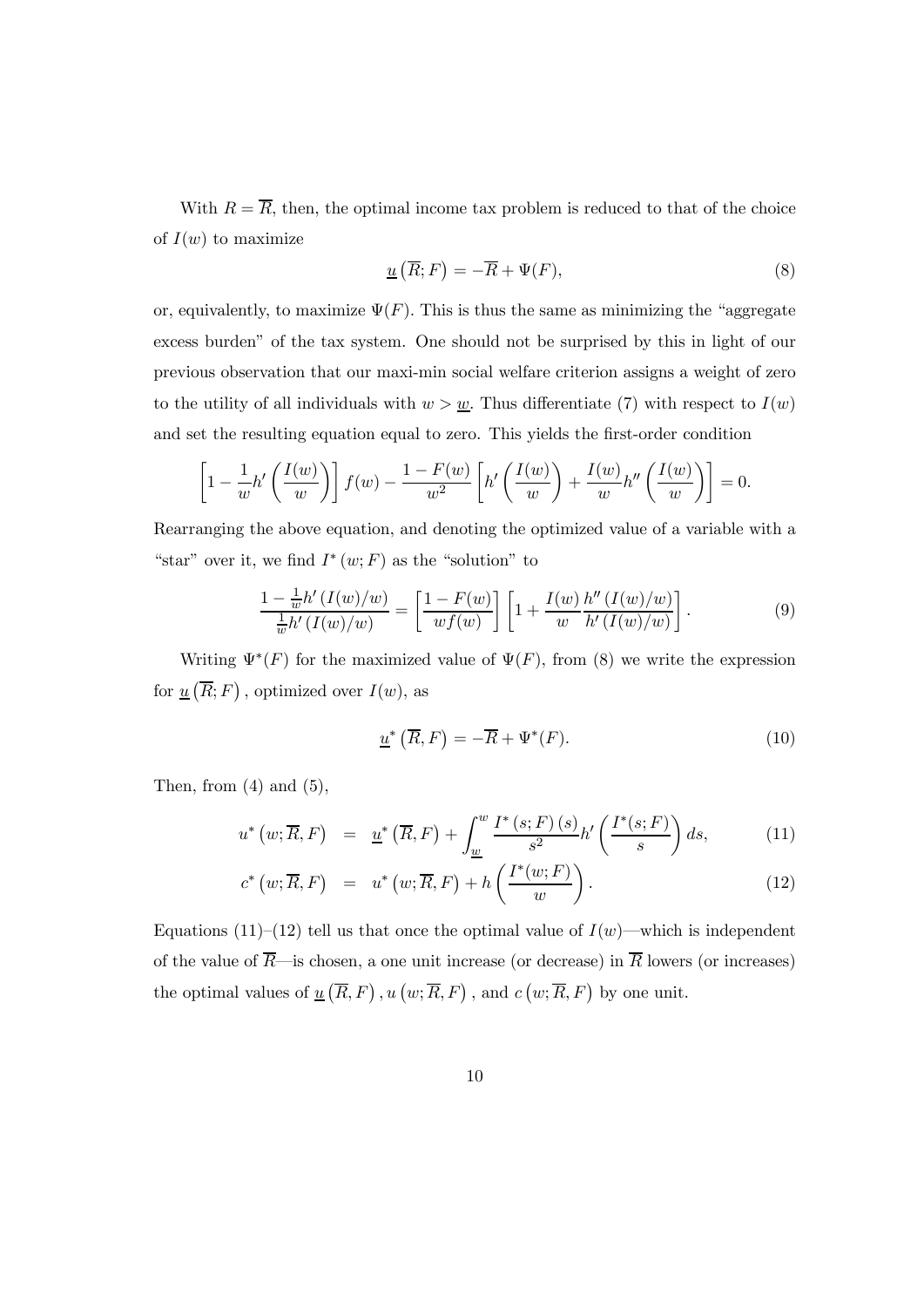With $R = \overline{R}$, then, the optimal income tax problem is reduced to that of the choice of $I(w)$ to maximize

$$\underline{u}\left(\overline{R}; F\right) = -\overline{R} + \Psi(F), \tag{8}$$

or, equivalently, to maximize $\Psi(F)$. This is thus the same as minimizing the "aggregate excess burden" of the tax system. One should not be surprised by this in light of our previous observation that our maxi-min social welfare criterion assigns a weight of zero to the utility of all individuals with $w > \underline{w}$. Thus differentiate (7) with respect to $I(w)$ and set the resulting equation equal to zero. This yields the first-order condition

$$\left[1 - \frac{1}{w} h'\left(\frac{I(w)}{w}\right)\right] f(w) - \frac{1 - F(w)}{w^2}\left[h'\left(\frac{I(w)}{w}\right) + \frac{I(w)}{w} h''\left(\frac{I(w)}{w}\right)\right] = 0.$$

Rearranging the above equation, and denoting the optimized value of a variable with a "star" over it, we find $I^*(w; F)$ as the "solution" to

$$\frac{1 - \frac{1}{w} h'\left(I(w)/w\right)}{\frac{1}{w} h'\left(I(w)/w\right)} = \left[\frac{1 - F(w)}{w f(w)}\right]\left[1 + \frac{I(w)}{w}\frac{h''\left(I(w)/w\right)}{h'\left(I(w)/w\right)}\right]. \tag{9}$$

Writing $\Psi^*(F)$ for the maximized value of $\Psi(F)$, from (8) we write the expression for $\underline{u}\left(\overline{R}; F\right)$, optimized over $I(w)$, as

$$\underline{u}^*\left(\overline{R}, F\right) = -\overline{R} + \Psi^*(F). \tag{10}$$

Then, from (4) and (5),

$$u^*\left(w; \overline{R}, F\right) = \underline{u}^*\left(\overline{R}, F\right) + \int_{\underline{w}}^{w} \frac{I^*\left(s; F\right)(s)}{s^2} h'\left(\frac{I^*(s; F)}{s}\right) ds, \tag{11}$$

$$c^*\left(w; \overline{R}, F\right) = u^*\left(w; \overline{R}, F\right) + h\left(\frac{I^*(w; F)}{w}\right). \tag{12}$$

Equations (11)–(12) tell us that once the optimal value of $I(w)$—which is independent of the value of $\overline{R}$—is chosen, a one unit increase (or decrease) in $\overline{R}$ lowers (or increases) the optimal values of $\underline{u}\left(\overline{R}, F\right)$, $u\left(w; \overline{R}, F\right)$, and $c\left(w; \overline{R}, F\right)$ by one unit.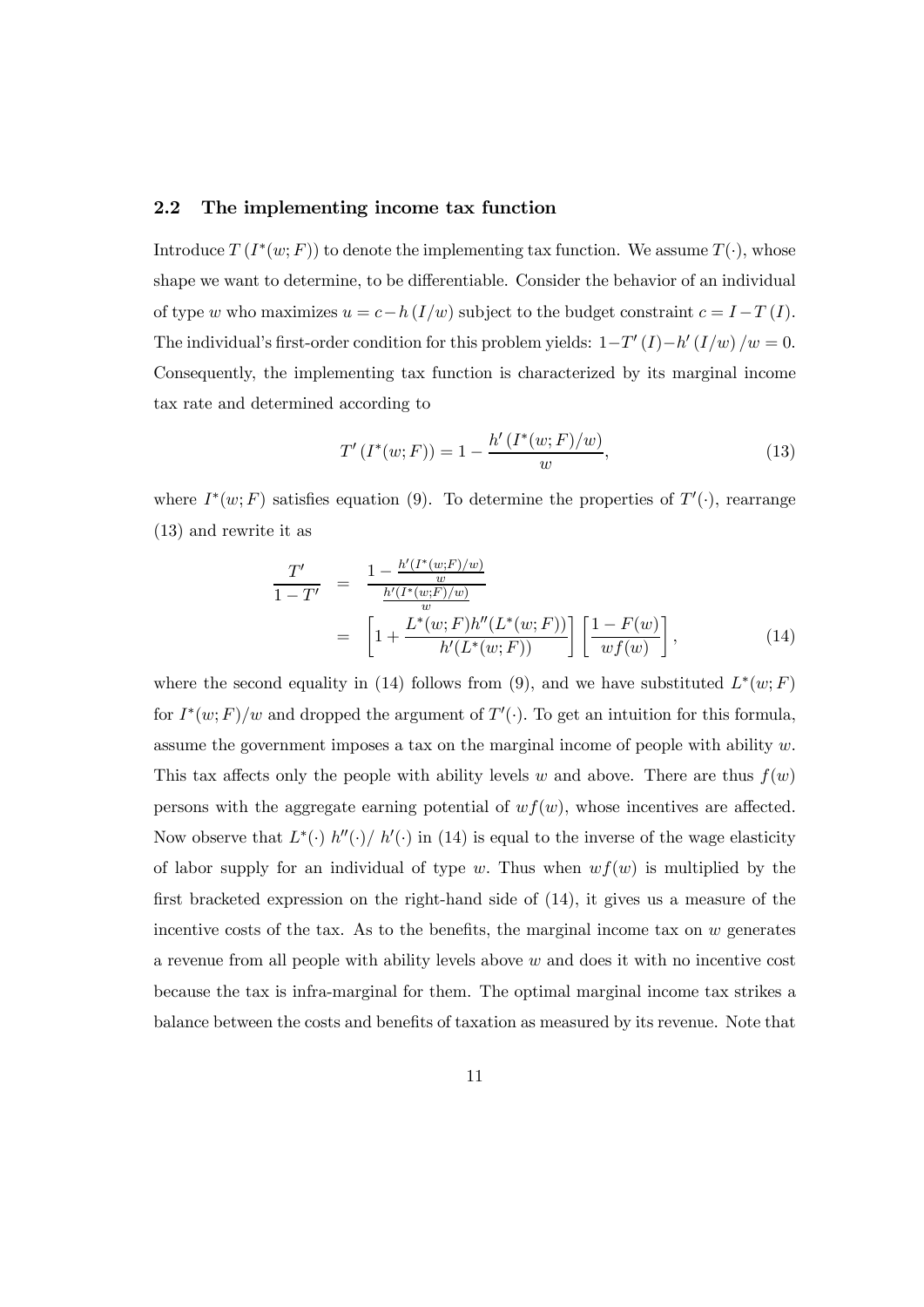### 2.2 The implementing income tax function

Introduce $T(I^*(w; F))$ to denote the implementing tax function. We assume $T(\cdot)$, whose shape we want to determine, to be differentiable. Consider the behavior of an individual of type $w$ who maximizes $u = c - h(I/w)$ subject to the budget constraint $c = I - T(I)$. The individual's first-order condition for this problem yields: $1 - T'(I) - h'(I/w)/w = 0$. Consequently, the implementing tax function is characterized by its marginal income tax rate and determined according to

$$T'(I^*(w; F)) = 1 - \frac{h'(I^*(w; F)/w)}{w}, \tag{13}$$

where $I^*(w; F)$ satisfies equation (9). To determine the properties of $T'(\cdot)$, rearrange (13) and rewrite it as

$$\begin{aligned} \frac{T'}{1 - T'} &= \frac{1 - \frac{h'(I^*(w;F)/w)}{w}}{\frac{h'(I^*(w;F)/w)}{w}} \\ &= \left[1 + \frac{L^*(w; F)h''(L^*(w; F))}{h'(L^*(w; F))}\right]\left[\frac{1 - F(w)}{wf(w)}\right], \end{aligned} \tag{14}$$

where the second equality in (14) follows from (9), and we have substituted $L^*(w; F)$ for $I^*(w; F)/w$ and dropped the argument of $T'(\cdot)$. To get an intuition for this formula, assume the government imposes a tax on the marginal income of people with ability $w$. This tax affects only the people with ability levels $w$ and above. There are thus $f(w)$ persons with the aggregate earning potential of $wf(w)$, whose incentives are affected. Now observe that $L^*(\cdot)\, h''(\cdot)/\, h'(\cdot)$ in (14) is equal to the inverse of the wage elasticity of labor supply for an individual of type $w$. Thus when $wf(w)$ is multiplied by the first bracketed expression on the right-hand side of (14), it gives us a measure of the incentive costs of the tax. As to the benefits, the marginal income tax on $w$ generates a revenue from all people with ability levels above $w$ and does it with no incentive cost because the tax is infra-marginal for them. The optimal marginal income tax strikes a balance between the costs and benefits of taxation as measured by its revenue. Note that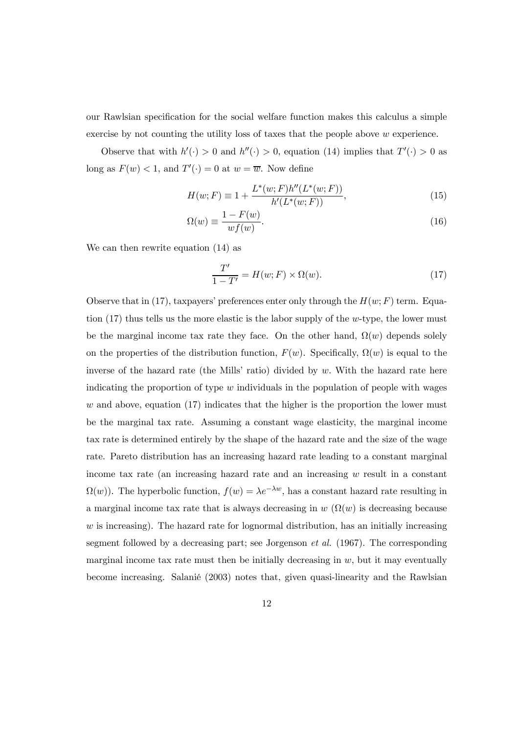our Rawlsian specification for the social welfare function makes this calculus a simple exercise by not counting the utility loss of taxes that the people above $w$ experience.

Observe that with $h'(\cdot) > 0$ and $h''(\cdot) > 0$, equation (14) implies that $T'(\cdot) > 0$ as long as $F(w) < 1$, and $T'(\cdot) = 0$ at $w = \overline{w}$. Now define

$$H(w; F) \equiv 1 + \frac{L^*(w; F)h''(L^*(w; F))}{h'(L^*(w; F))}, \tag{15}$$

$$\Omega(w) \equiv \frac{1 - F(w)}{wf(w)}. \tag{16}$$

We can then rewrite equation (14) as

$$\frac{T'}{1 - T'} = H(w; F) \times \Omega(w). \tag{17}$$

Observe that in (17), taxpayers' preferences enter only through the $H(w; F)$ term. Equation (17) thus tells us the more elastic is the labor supply of the $w$-type, the lower must be the marginal income tax rate they face. On the other hand, $\Omega(w)$ depends solely on the properties of the distribution function, $F(w)$. Specifically, $\Omega(w)$ is equal to the inverse of the hazard rate (the Mills' ratio) divided by $w$. With the hazard rate here indicating the proportion of type $w$ individuals in the population of people with wages $w$ and above, equation (17) indicates that the higher is the proportion the lower must be the marginal tax rate. Assuming a constant wage elasticity, the marginal income tax rate is determined entirely by the shape of the hazard rate and the size of the wage rate. Pareto distribution has an increasing hazard rate leading to a constant marginal income tax rate (an increasing hazard rate and an increasing $w$ result in a constant $\Omega(w)$). The hyperbolic function, $f(w) = \lambda e^{-\lambda w}$, has a constant hazard rate resulting in a marginal income tax rate that is always decreasing in $w$ ($\Omega(w)$ is decreasing because $w$ is increasing). The hazard rate for lognormal distribution, has an initially increasing segment followed by a decreasing part; see Jorgenson *et al.* (1967). The corresponding marginal income tax rate must then be initially decreasing in $w$, but it may eventually become increasing. Salanié (2003) notes that, given quasi-linearity and the Rawlsian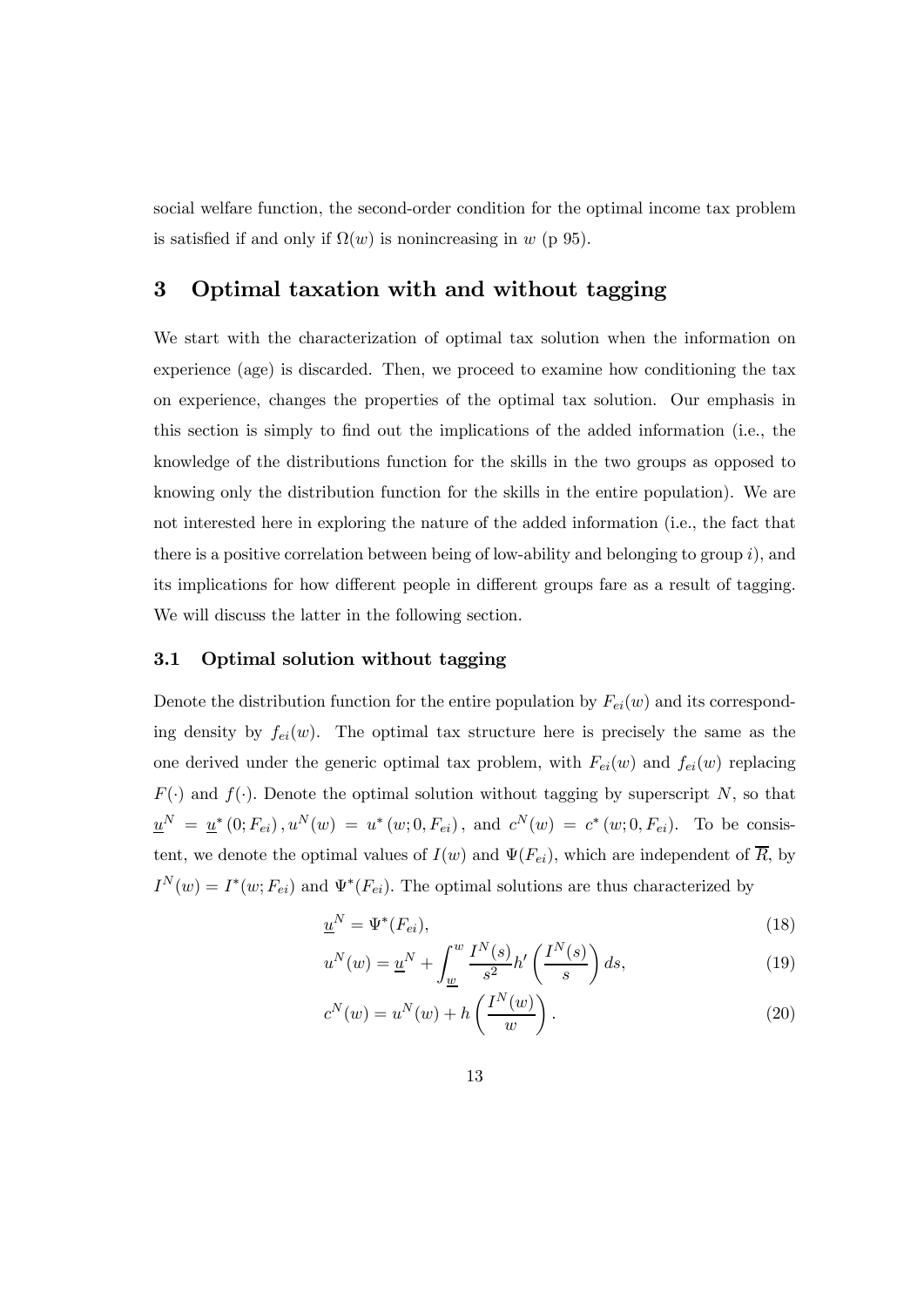social welfare function, the second-order condition for the optimal income tax problem is satisfied if and only if $\Omega(w)$ is nonincreasing in $w$ (p 95).

## 3 Optimal taxation with and without tagging

We start with the characterization of optimal tax solution when the information on experience (age) is discarded. Then, we proceed to examine how conditioning the tax on experience, changes the properties of the optimal tax solution. Our emphasis in this section is simply to find out the implications of the added information (i.e., the knowledge of the distributions function for the skills in the two groups as opposed to knowing only the distribution function for the skills in the entire population). We are not interested here in exploring the nature of the added information (i.e., the fact that there is a positive correlation between being of low-ability and belonging to group $i$), and its implications for how different people in different groups fare as a result of tagging. We will discuss the latter in the following section.

### 3.1 Optimal solution without tagging

Denote the distribution function for the entire population by $F_{ei}(w)$ and its corresponding density by $f_{ei}(w)$. The optimal tax structure here is precisely the same as the one derived under the generic optimal tax problem, with $F_{ei}(w)$ and $f_{ei}(w)$ replacing $F(\cdot)$ and $f(\cdot)$. Denote the optimal solution without tagging by superscript $N$, so that $\underline{u}^N = \underline{u}^*(0; F_{ei}), u^N(w) = u^*(w; 0, F_{ei})$, and $c^N(w) = c^*(w; 0, F_{ei})$. To be consistent, we denote the optimal values of $I(w)$ and $\Psi(F_{ei})$, which are independent of $\overline{R}$, by $I^N(w) = I^*(w; F_{ei})$ and $\Psi^*(F_{ei})$. The optimal solutions are thus characterized by

$$\underline{u}^N = \Psi^*(F_{ei}), \tag{18}$$

$$u^N(w) = \underline{u}^N + \int_{\underline{w}}^{w} \frac{I^N(s)}{s^2} h'\left(\frac{I^N(s)}{s}\right) ds, \tag{19}$$

$$c^N(w) = u^N(w) + h\left(\frac{I^N(w)}{w}\right). \tag{20}$$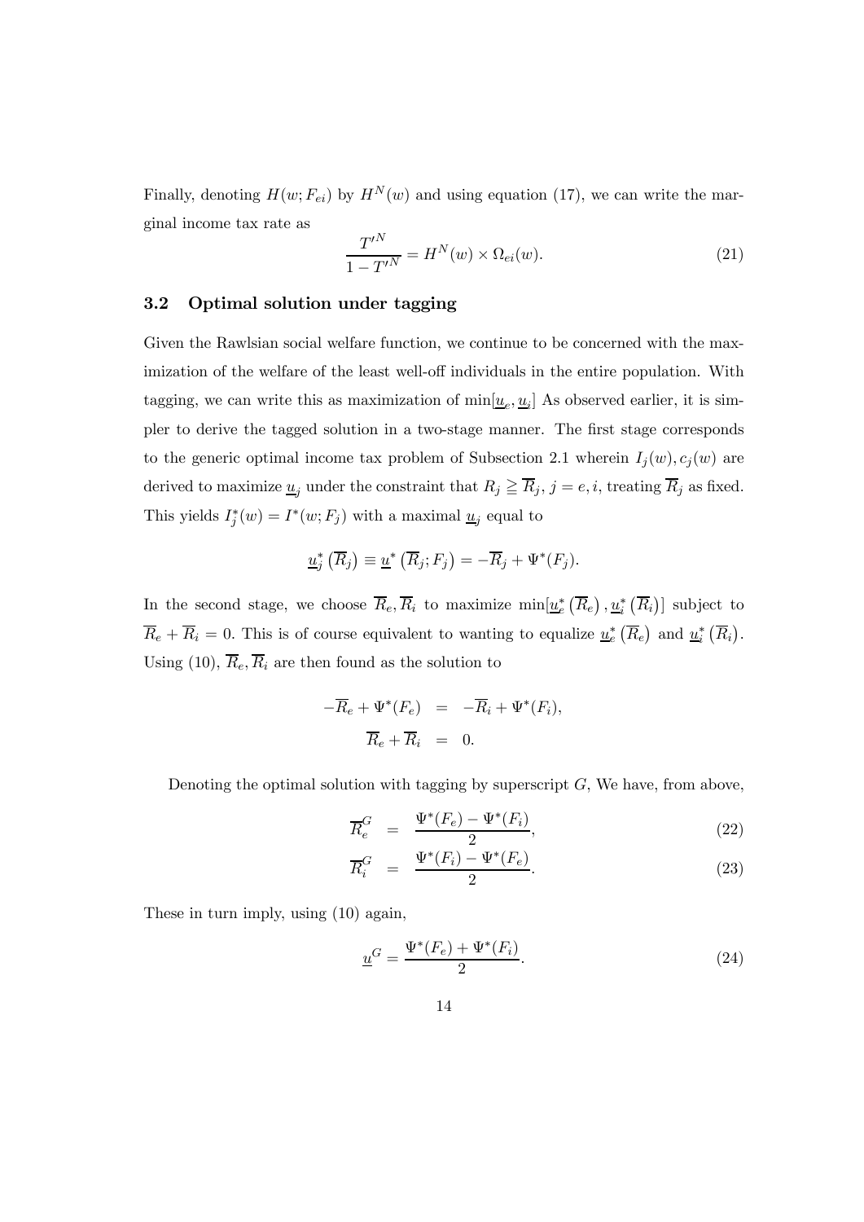Finally, denoting $H(w; F_{ei})$ by $H^N(w)$ and using equation (17), we can write the marginal income tax rate as

$$\frac{T'^N}{1 - T'^N} = H^N(w) \times \Omega_{ei}(w). \tag{21}$$

### 3.2 Optimal solution under tagging

Given the Rawlsian social welfare function, we continue to be concerned with the maximization of the welfare of the least well-off individuals in the entire population. With tagging, we can write this as maximization of $\min[\underline{u}_e, \underline{u}_i]$ As observed earlier, it is simpler to derive the tagged solution in a two-stage manner. The first stage corresponds to the generic optimal income tax problem of Subsection 2.1 wherein $I_j(w), c_j(w)$ are derived to maximize $\underline{u}_j$ under the constraint that $R_j \geqq \overline{R}_j$, $j = e, i$, treating $\overline{R}_j$ as fixed. This yields $I_j^*(w) = I^*(w; F_j)$ with a maximal $\underline{u}_j$ equal to

$$\underline{u}_j^*\left(\overline{R}_j\right) \equiv \underline{u}^*\left(\overline{R}_j; F_j\right) = -\overline{R}_j + \Psi^*(F_j).$$

In the second stage, we choose $\overline{R}_e, \overline{R}_i$ to maximize $\min[\underline{u}_e^*\left(\overline{R}_e\right), \underline{u}_i^*\left(\overline{R}_i\right)]$ subject to $\overline{R}_e + \overline{R}_i = 0$. This is of course equivalent to wanting to equalize $\underline{u}_e^*\left(\overline{R}_e\right)$ and $\underline{u}_i^*\left(\overline{R}_i\right)$. Using (10), $\overline{R}_e, \overline{R}_i$ are then found as the solution to

$$\begin{aligned}
-\overline{R}_e + \Psi^*(F_e) &= -\overline{R}_i + \Psi^*(F_i), \\
\overline{R}_e + \overline{R}_i &= 0.
\end{aligned}$$

Denoting the optimal solution with tagging by superscript $G$, We have, from above,

$$\overline{R}_e^G = \frac{\Psi^*(F_e) - \Psi^*(F_i)}{2}, \tag{22}$$

$$\overline{R}_i^G = \frac{\Psi^*(F_i) - \Psi^*(F_e)}{2}. \tag{23}$$

These in turn imply, using (10) again,

$$\underline{u}^G = \frac{\Psi^*(F_e) + \Psi^*(F_i)}{2}. \tag{24}$$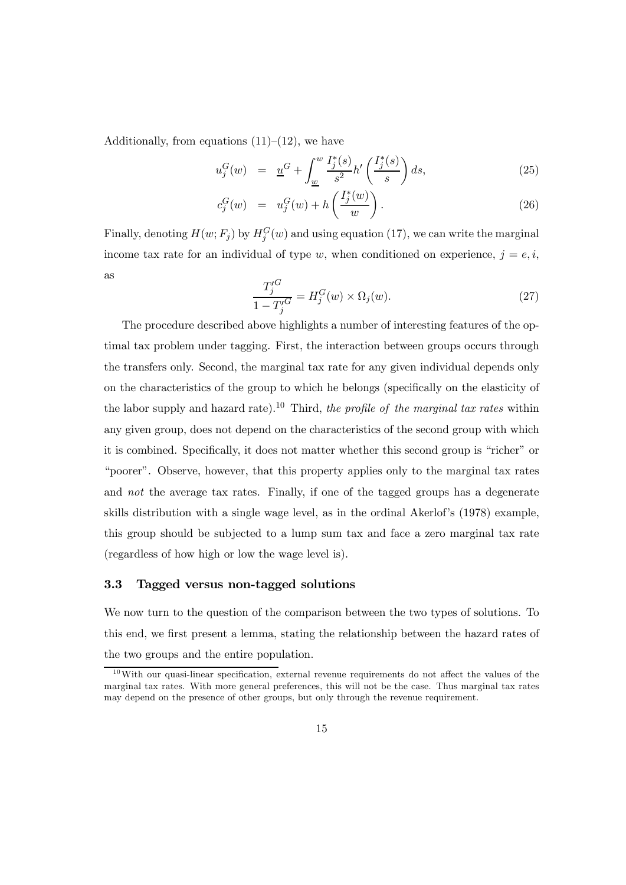Additionally, from equations (11)–(12), we have

$$u_j^G(w) = \underline{u}^G + \int_{\underline{w}}^{w} \frac{I_j^*(s)}{s^2} h'\left(\frac{I_j^*(s)}{s}\right) ds, \tag{25}$$

$$c_j^G(w) = u_j^G(w) + h\left(\frac{I_j^*(w)}{w}\right). \tag{26}$$

Finally, denoting $H(w; F_j)$ by $H_j^G(w)$ and using equation (17), we can write the marginal income tax rate for an individual of type $w$, when conditioned on experience, $j = e, i$, as

$$\frac{T_j'^G}{1 - T_j'^G} = H_j^G(w) \times \Omega_j(w). \tag{27}$$

The procedure described above highlights a number of interesting features of the optimal tax problem under tagging. First, the interaction between groups occurs through the transfers only. Second, the marginal tax rate for any given individual depends only on the characteristics of the group to which he belongs (specifically on the elasticity of the labor supply and hazard rate).[10] Third, *the profile of the marginal tax rates* within any given group, does not depend on the characteristics of the second group with which it is combined. Specifically, it does not matter whether this second group is "richer" or "poorer". Observe, however, that this property applies only to the marginal tax rates and *not* the average tax rates. Finally, if one of the tagged groups has a degenerate skills distribution with a single wage level, as in the ordinal Akerlof's (1978) example, this group should be subjected to a lump sum tax and face a zero marginal tax rate (regardless of how high or low the wage level is).

### 3.3 Tagged versus non-tagged solutions

We now turn to the question of the comparison between the two types of solutions. To this end, we first present a lemma, stating the relationship between the hazard rates of the two groups and the entire population.

[10] With our quasi-linear specification, external revenue requirements do not affect the values of the marginal tax rates. With more general preferences, this will not be the case. Thus marginal tax rates may depend on the presence of other groups, but only through the revenue requirement.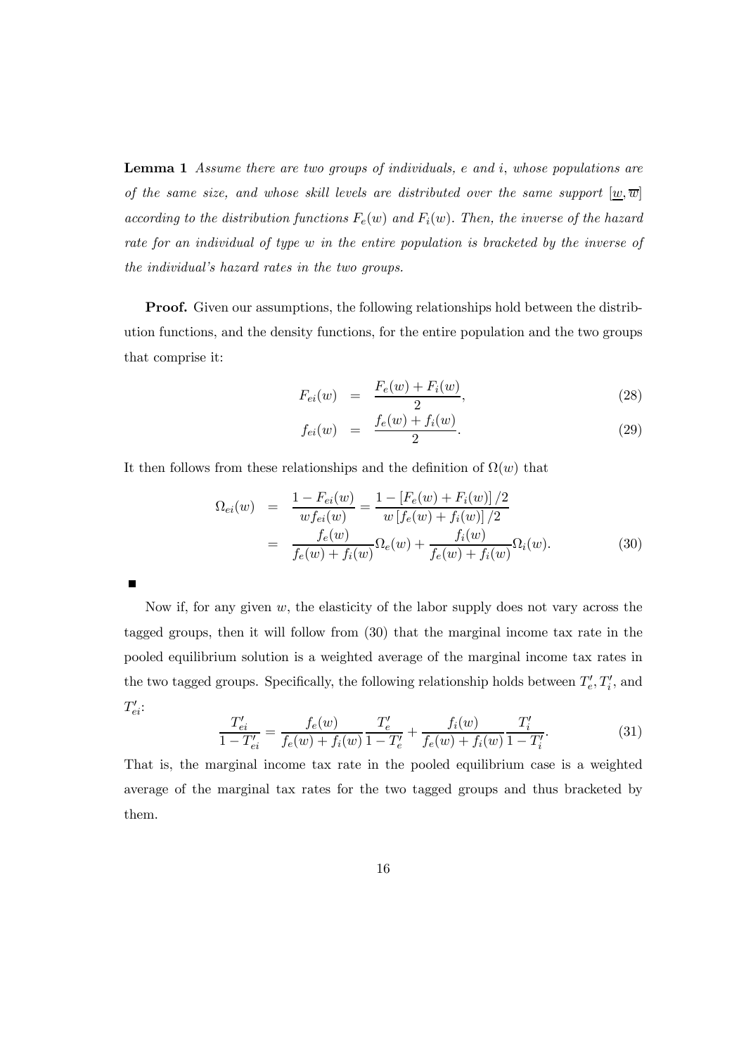**Lemma 1** *Assume there are two groups of individuals, $e$ and $i$, whose populations are of the same size, and whose skill levels are distributed over the same support $[\underline{w}, \overline{w}]$ according to the distribution functions $F_e(w)$ and $F_i(w)$. Then, the inverse of the hazard rate for an individual of type $w$ in the entire population is bracketed by the inverse of the individual's hazard rates in the two groups.*

**Proof.** Given our assumptions, the following relationships hold between the distribution functions, and the density functions, for the entire population and the two groups that comprise it:

$$F_{ei}(w) = \frac{F_e(w) + F_i(w)}{2}, \tag{28}$$

$$f_{ei}(w) = \frac{f_e(w) + f_i(w)}{2}. \tag{29}$$

It then follows from these relationships and the definition of $\Omega(w)$ that

$$\begin{aligned}
\Omega_{ei}(w) &= \frac{1 - F_{ei}(w)}{w f_{ei}(w)} = \frac{1 - \left[F_e(w) + F_i(w)\right]/2}{w\left[f_e(w) + f_i(w)\right]/2} \\
&= \frac{f_e(w)}{f_e(w) + f_i(w)}\Omega_e(w) + \frac{f_i(w)}{f_e(w) + f_i(w)}\Omega_i(w).
\end{aligned} \tag{30}$$

■

Now if, for any given $w$, the elasticity of the labor supply does not vary across the tagged groups, then it will follow from (30) that the marginal income tax rate in the pooled equilibrium solution is a weighted average of the marginal income tax rates in the two tagged groups. Specifically, the following relationship holds between $T'_e, T'_i$, and $T'_{ei}$:

$$\frac{T'_{ei}}{1 - T'_{ei}} = \frac{f_e(w)}{f_e(w) + f_i(w)}\frac{T'_e}{1 - T'_e} + \frac{f_i(w)}{f_e(w) + f_i(w)}\frac{T'_i}{1 - T'_i}. \tag{31}$$

That is, the marginal income tax rate in the pooled equilibrium case is a weighted average of the marginal tax rates for the two tagged groups and thus bracketed by them.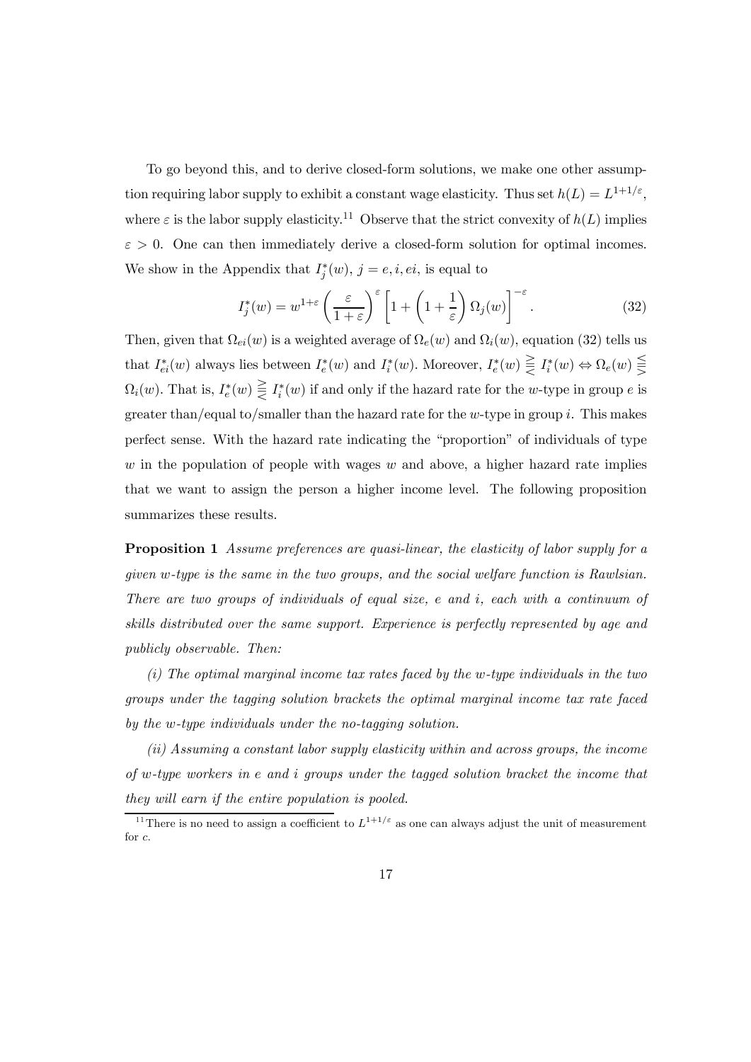To go beyond this, and to derive closed-form solutions, we make one other assumption requiring labor supply to exhibit a constant wage elasticity. Thus set $h(L) = L^{1+1/\varepsilon}$, where $\varepsilon$ is the labor supply elasticity.[11] Observe that the strict convexity of $h(L)$ implies $\varepsilon > 0$. One can then immediately derive a closed-form solution for optimal incomes. We show in the Appendix that $I_j^*(w)$, $j = e, i, ei$, is equal to

$$I_j^*(w) = w^{1+\varepsilon} \left( \frac{\varepsilon}{1+\varepsilon} \right)^{\varepsilon} \left[ 1 + \left( 1 + \frac{1}{\varepsilon} \right) \Omega_j(w) \right]^{-\varepsilon}. \tag{32}$$

Then, given that $\Omega_{ei}(w)$ is a weighted average of $\Omega_e(w)$ and $\Omega_i(w)$, equation (32) tells us that $I_{ei}^*(w)$ always lies between $I_e^*(w)$ and $I_i^*(w)$. Moreover, $I_e^*(w) \gtreqless I_i^*(w) \Leftrightarrow \Omega_e(w) \lesseqgtr \Omega_i(w)$. That is, $I_e^*(w) \gtreqless I_i^*(w)$ if and only if the hazard rate for the $w$-type in group $e$ is greater than/equal to/smaller than the hazard rate for the $w$-type in group $i$. This makes perfect sense. With the hazard rate indicating the "proportion" of individuals of type $w$ in the population of people with wages $w$ and above, a higher hazard rate implies that we want to assign the person a higher income level. The following proposition summarizes these results.

**Proposition 1** *Assume preferences are quasi-linear, the elasticity of labor supply for a given w-type is the same in the two groups, and the social welfare function is Rawlsian. There are two groups of individuals of equal size, e and i, each with a continuum of skills distributed over the same support. Experience is perfectly represented by age and publicly observable. Then:*

*(i) The optimal marginal income tax rates faced by the w-type individuals in the two groups under the tagging solution brackets the optimal marginal income tax rate faced by the w-type individuals under the no-tagging solution.*

*(ii) Assuming a constant labor supply elasticity within and across groups, the income of w-type workers in e and i groups under the tagged solution bracket the income that they will earn if the entire population is pooled.*

[11] There is no need to assign a coefficient to $L^{1+1/\varepsilon}$ as one can always adjust the unit of measurement for $c$.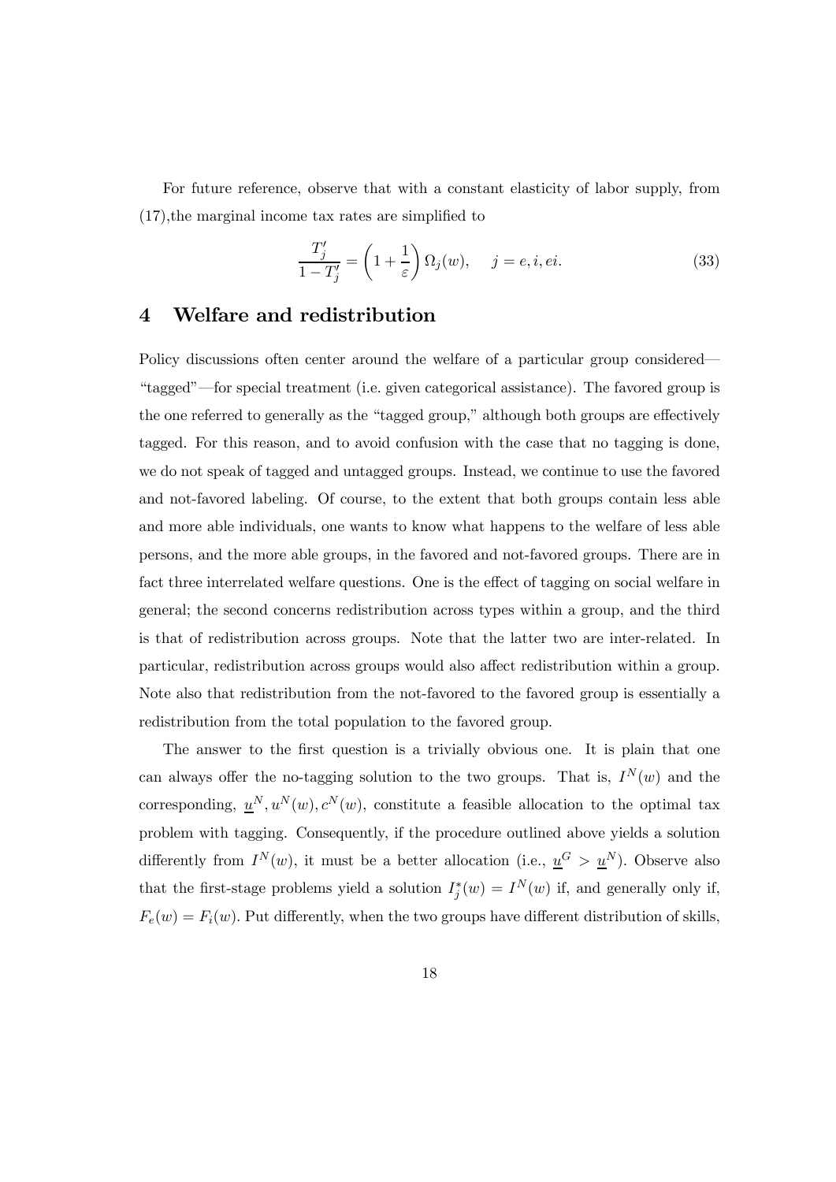For future reference, observe that with a constant elasticity of labor supply, from (17),the marginal income tax rates are simplified to

$$\frac{T_j'}{1-T_j'} = \left(1 + \frac{1}{\varepsilon}\right)\Omega_j(w), \quad j = e, i, ei. \tag{33}$$

## 4 Welfare and redistribution

Policy discussions often center around the welfare of a particular group considered—"tagged"—for special treatment (i.e. given categorical assistance). The favored group is the one referred to generally as the "tagged group," although both groups are effectively tagged. For this reason, and to avoid confusion with the case that no tagging is done, we do not speak of tagged and untagged groups. Instead, we continue to use the favored and not-favored labeling. Of course, to the extent that both groups contain less able and more able individuals, one wants to know what happens to the welfare of less able persons, and the more able groups, in the favored and not-favored groups. There are in fact three interrelated welfare questions. One is the effect of tagging on social welfare in general; the second concerns redistribution across types within a group, and the third is that of redistribution across groups. Note that the latter two are inter-related. In particular, redistribution across groups would also affect redistribution within a group. Note also that redistribution from the not-favored to the favored group is essentially a redistribution from the total population to the favored group.

The answer to the first question is a trivially obvious one. It is plain that one can always offer the no-tagging solution to the two groups. That is, $I^N(w)$ and the corresponding, $\underline{u}^N, u^N(w), c^N(w)$, constitute a feasible allocation to the optimal tax problem with tagging. Consequently, if the procedure outlined above yields a solution differently from $I^N(w)$, it must be a better allocation (i.e., $\underline{u}^G > \underline{u}^N$). Observe also that the first-stage problems yield a solution $I_j^*(w) = I^N(w)$ if, and generally only if, $F_e(w) = F_i(w)$. Put differently, when the two groups have different distribution of skills,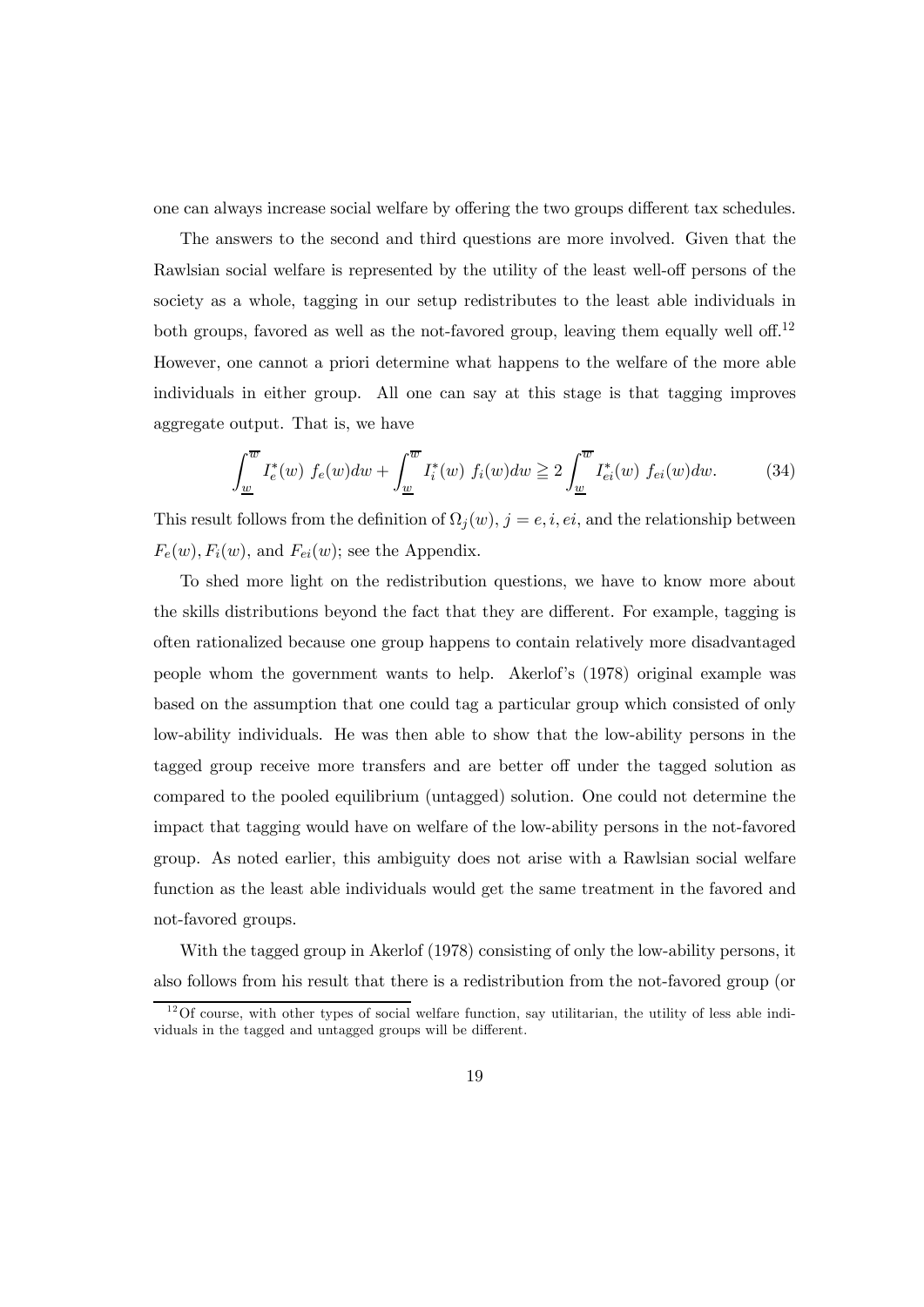one can always increase social welfare by offering the two groups different tax schedules.

The answers to the second and third questions are more involved. Given that the Rawlsian social welfare is represented by the utility of the least well-off persons of the society as a whole, tagging in our setup redistributes to the least able individuals in both groups, favored as well as the not-favored group, leaving them equally well off.[12] However, one cannot a priori determine what happens to the welfare of the more able individuals in either group. All one can say at this stage is that tagging improves aggregate output. That is, we have

$$\int_{\underline{w}}^{\overline{w}} I_e^*(w)\ f_e(w)dw + \int_{\underline{w}}^{\overline{w}} I_i^*(w)\ f_i(w)dw \geqq 2\int_{\underline{w}}^{\overline{w}} I_{ei}^*(w)\ f_{ei}(w)dw. \tag{34}$$

This result follows from the definition of $\Omega_j(w)$, $j = e, i, ei$, and the relationship between $F_e(w), F_i(w)$, and $F_{ei}(w)$; see the Appendix.

To shed more light on the redistribution questions, we have to know more about the skills distributions beyond the fact that they are different. For example, tagging is often rationalized because one group happens to contain relatively more disadvantaged people whom the government wants to help. Akerlof's (1978) original example was based on the assumption that one could tag a particular group which consisted of only low-ability individuals. He was then able to show that the low-ability persons in the tagged group receive more transfers and are better off under the tagged solution as compared to the pooled equilibrium (untagged) solution. One could not determine the impact that tagging would have on welfare of the low-ability persons in the not-favored group. As noted earlier, this ambiguity does not arise with a Rawlsian social welfare function as the least able individuals would get the same treatment in the favored and not-favored groups.

With the tagged group in Akerlof (1978) consisting of only the low-ability persons, it also follows from his result that there is a redistribution from the not-favored group (or

[12] Of course, with other types of social welfare function, say utilitarian, the utility of less able individuals in the tagged and untagged groups will be different.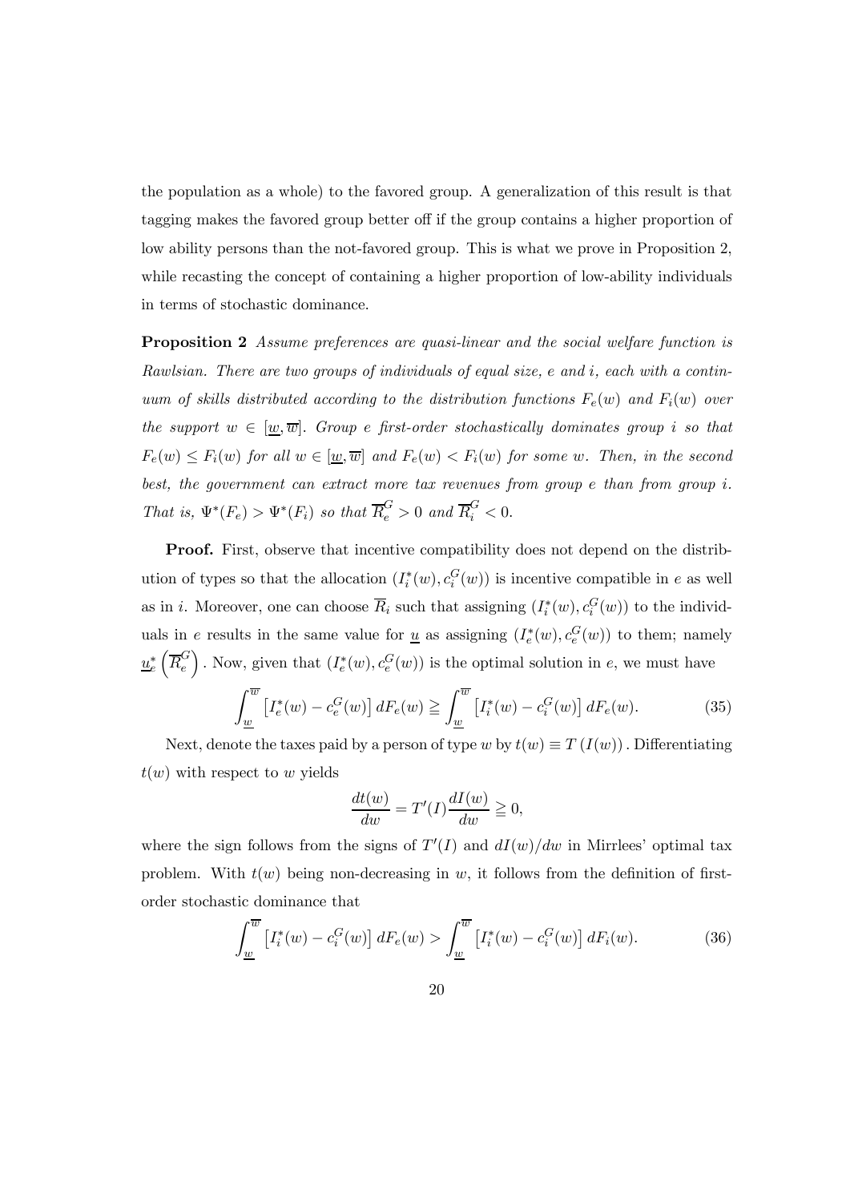the population as a whole) to the favored group. A generalization of this result is that tagging makes the favored group better off if the group contains a higher proportion of low ability persons than the not-favored group. This is what we prove in Proposition 2, while recasting the concept of containing a higher proportion of low-ability individuals in terms of stochastic dominance.

**Proposition 2** *Assume preferences are quasi-linear and the social welfare function is Rawlsian. There are two groups of individuals of equal size, $e$ and $i$, each with a continuum of skills distributed according to the distribution functions $F_e(w)$ and $F_i(w)$ over the support $w \in [\underline{w}, \overline{w}]$. Group $e$ first-order stochastically dominates group $i$ so that $F_e(w) \leq F_i(w)$ for all $w \in [\underline{w}, \overline{w}]$ and $F_e(w) < F_i(w)$ for some $w$. Then, in the second best, the government can extract more tax revenues from group $e$ than from group $i$. That is, $\Psi^*(F_e) > \Psi^*(F_i)$ so that $\overline{R}_e^G > 0$ and $\overline{R}_i^G < 0$.*

**Proof.** First, observe that incentive compatibility does not depend on the distribution of types so that the allocation $(I_i^*(w), c_i^G(w))$ is incentive compatible in $e$ as well as in $i$. Moreover, one can choose $\overline{R}_i$ such that assigning $(I_i^*(w), c_i^G(w))$ to the individuals in $e$ results in the same value for $\underline{u}$ as assigning $(I_e^*(w), c_e^G(w))$ to them; namely $\underline{u}_e^*\left(\overline{R}_e^G\right)$. Now, given that $(I_e^*(w), c_e^G(w))$ is the optimal solution in $e$, we must have

$$\int_{\underline{w}}^{\overline{w}} \left[I_e^*(w) - c_e^G(w)\right] dF_e(w) \gtreqqless \int_{\underline{w}}^{\overline{w}} \left[I_i^*(w) - c_i^G(w)\right] dF_e(w). \tag{35}$$

Next, denote the taxes paid by a person of type $w$ by $t(w) \equiv T\left(I(w)\right)$. Differentiating $t(w)$ with respect to $w$ yields

$$\frac{dt(w)}{dw} = T'(I)\frac{dI(w)}{dw} \gtreqqless 0,$$

where the sign follows from the signs of $T'(I)$ and $dI(w)/dw$ in Mirrlees' optimal tax problem. With $t(w)$ being non-decreasing in $w$, it follows from the definition of first-order stochastic dominance that

$$\int_{\underline{w}}^{\overline{w}} \left[I_i^*(w) - c_i^G(w)\right] dF_e(w) > \int_{\underline{w}}^{\overline{w}} \left[I_i^*(w) - c_i^G(w)\right] dF_i(w). \tag{36}$$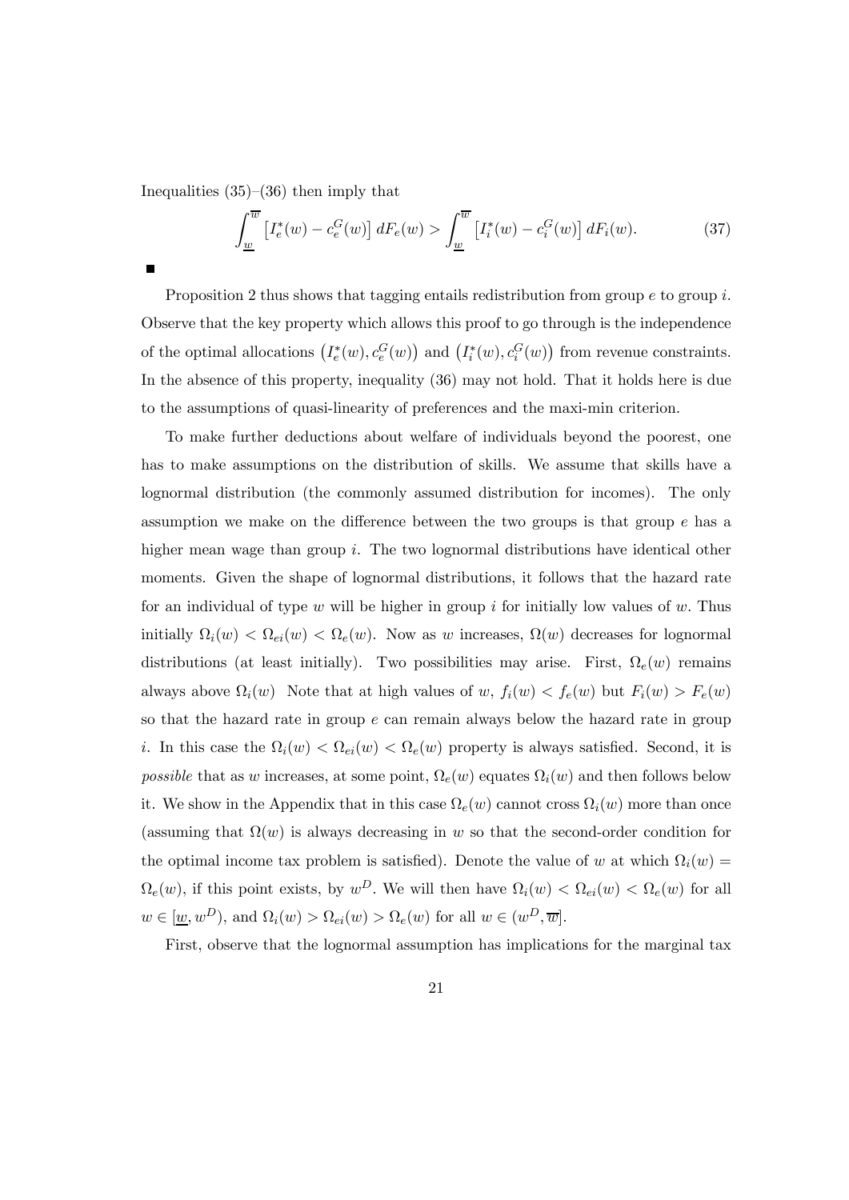Inequalities (35)–(36) then imply that

$$\int_{\underline{w}}^{\overline{w}} \left[ I_e^*(w) - c_e^G(w) \right] dF_e(w) > \int_{\underline{w}}^{\overline{w}} \left[ I_i^*(w) - c_i^G(w) \right] dF_i(w). \tag{37}$$

■

Proposition 2 thus shows that tagging entails redistribution from group $e$ to group $i$. Observe that the key property which allows this proof to go through is the independence of the optimal allocations $\left(I_e^*(w), c_e^G(w)\right)$ and $\left(I_i^*(w), c_i^G(w)\right)$ from revenue constraints. In the absence of this property, inequality (36) may not hold. That it holds here is due to the assumptions of quasi-linearity of preferences and the maxi-min criterion.

To make further deductions about welfare of individuals beyond the poorest, one has to make assumptions on the distribution of skills. We assume that skills have a lognormal distribution (the commonly assumed distribution for incomes). The only assumption we make on the difference between the two groups is that group $e$ has a higher mean wage than group $i$. The two lognormal distributions have identical other moments. Given the shape of lognormal distributions, it follows that the hazard rate for an individual of type $w$ will be higher in group $i$ for initially low values of $w$. Thus initially $\Omega_i(w) < \Omega_{ei}(w) < \Omega_e(w)$. Now as $w$ increases, $\Omega(w)$ decreases for lognormal distributions (at least initially). Two possibilities may arise. First, $\Omega_e(w)$ remains always above $\Omega_i(w)$ Note that at high values of $w$, $f_i(w) < f_e(w)$ but $F_i(w) > F_e(w)$ so that the hazard rate in group $e$ can remain always below the hazard rate in group $i$. In this case the $\Omega_i(w) < \Omega_{ei}(w) < \Omega_e(w)$ property is always satisfied. Second, it is *possible* that as $w$ increases, at some point, $\Omega_e(w)$ equates $\Omega_i(w)$ and then follows below it. We show in the Appendix that in this case $\Omega_e(w)$ cannot cross $\Omega_i(w)$ more than once (assuming that $\Omega(w)$ is always decreasing in $w$ so that the second-order condition for the optimal income tax problem is satisfied). Denote the value of $w$ at which $\Omega_i(w) = \Omega_e(w)$, if this point exists, by $w^D$. We will then have $\Omega_i(w) < \Omega_{ei}(w) < \Omega_e(w)$ for all $w \in [\underline{w}, w^D)$, and $\Omega_i(w) > \Omega_{ei}(w) > \Omega_e(w)$ for all $w \in (w^D, \overline{w}]$.

First, observe that the lognormal assumption has implications for the marginal tax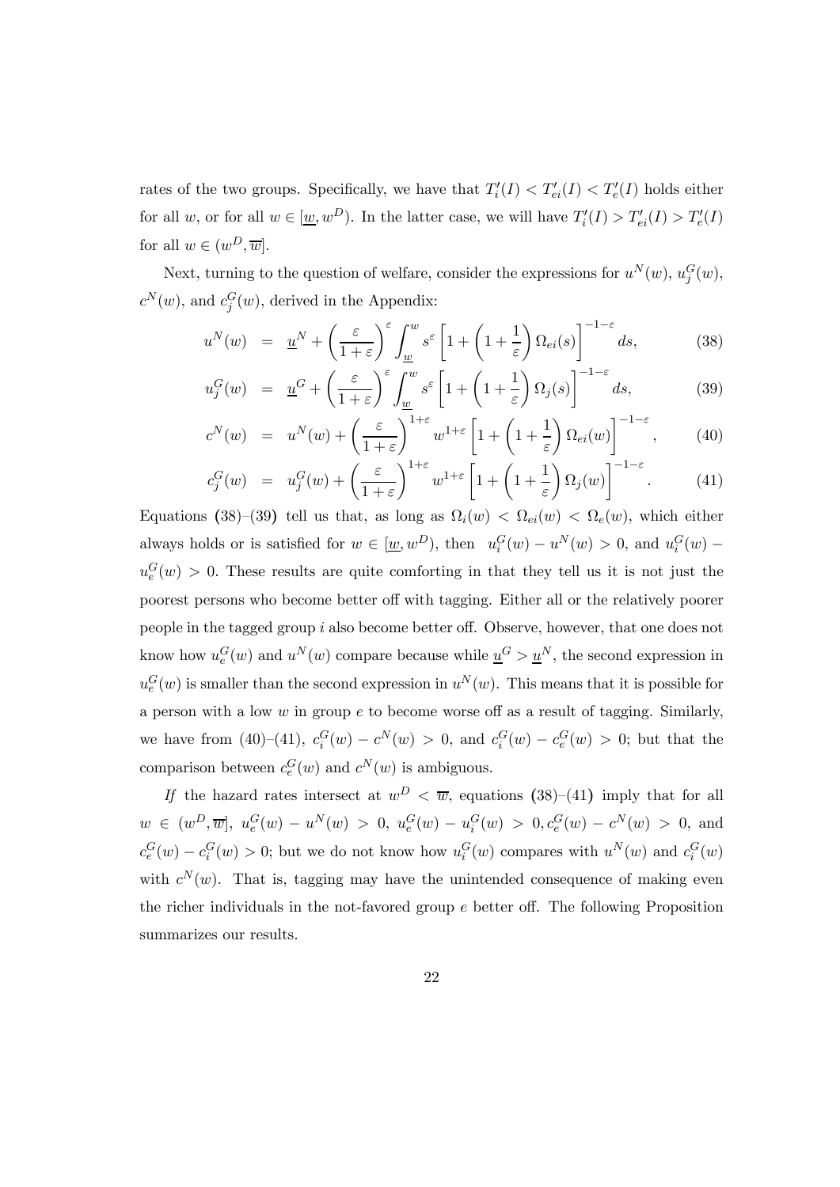rates of the two groups. Specifically, we have that $T_i'(I) < T_{ei}'(I) < T_e'(I)$ holds either for all $w$, or for all $w \in [\underline{w}, w^D)$. In the latter case, we will have $T_i'(I) > T_{ei}'(I) > T_e'(I)$ for all $w \in (w^D, \overline{w}]$.

Next, turning to the question of welfare, consider the expressions for $u^N(w)$, $u_j^G(w)$, $c^N(w)$, and $c_j^G(w)$, derived in the Appendix:

$$u^N(w) = \underline{u}^N + \left(\frac{\varepsilon}{1+\varepsilon}\right)^{\varepsilon} \int_{\underline{w}}^{w} s^{\varepsilon} \left[1 + \left(1 + \frac{1}{\varepsilon}\right) \Omega_{ei}(s)\right]^{-1-\varepsilon} ds, \tag{38}$$

$$u_j^G(w) = \underline{u}^G + \left(\frac{\varepsilon}{1+\varepsilon}\right)^{\varepsilon} \int_{\underline{w}}^{w} s^{\varepsilon} \left[1 + \left(1 + \frac{1}{\varepsilon}\right) \Omega_j(s)\right]^{-1-\varepsilon} ds, \tag{39}$$

$$c^N(w) = u^N(w) + \left(\frac{\varepsilon}{1+\varepsilon}\right)^{1+\varepsilon} w^{1+\varepsilon} \left[1 + \left(1 + \frac{1}{\varepsilon}\right) \Omega_{ei}(w)\right]^{-1-\varepsilon}, \tag{40}$$

$$c_j^G(w) = u_j^G(w) + \left(\frac{\varepsilon}{1+\varepsilon}\right)^{1+\varepsilon} w^{1+\varepsilon} \left[1 + \left(1 + \frac{1}{\varepsilon}\right) \Omega_j(w)\right]^{-1-\varepsilon}. \tag{41}$$

Equations (38)–(39) tell us that, as long as $\Omega_i(w) < \Omega_{ei}(w) < \Omega_e(w)$, which either always holds or is satisfied for $w \in [\underline{w}, w^D)$, then $u_i^G(w) - u^N(w) > 0$, and $u_i^G(w) - u_e^G(w) > 0$. These results are quite comforting in that they tell us it is not just the poorest persons who become better off with tagging. Either all or the relatively poorer people in the tagged group $i$ also become better off. Observe, however, that one does not know how $u_e^G(w)$ and $u^N(w)$ compare because while $\underline{u}^G > \underline{u}^N$, the second expression in $u_e^G(w)$ is smaller than the second expression in $u^N(w)$. This means that it is possible for a person with a low $w$ in group $e$ to become worse off as a result of tagging. Similarly, we have from (40)–(41), $c_i^G(w) - c^N(w) > 0$, and $c_i^G(w) - c_e^G(w) > 0$; but that the comparison between $c_e^G(w)$ and $c^N(w)$ is ambiguous.

*If* the hazard rates intersect at $w^D < \overline{w}$, equations (38)–(41) imply that for all $w \in (w^D, \overline{w}]$, $u_e^G(w) - u^N(w) > 0$, $u_e^G(w) - u_i^G(w) > 0, c_e^G(w) - c^N(w) > 0$, and $c_e^G(w) - c_i^G(w) > 0$; but we do not know how $u_i^G(w)$ compares with $u^N(w)$ and $c_i^G(w)$ with $c^N(w)$. That is, tagging may have the unintended consequence of making even the richer individuals in the not-favored group $e$ better off. The following Proposition summarizes our results.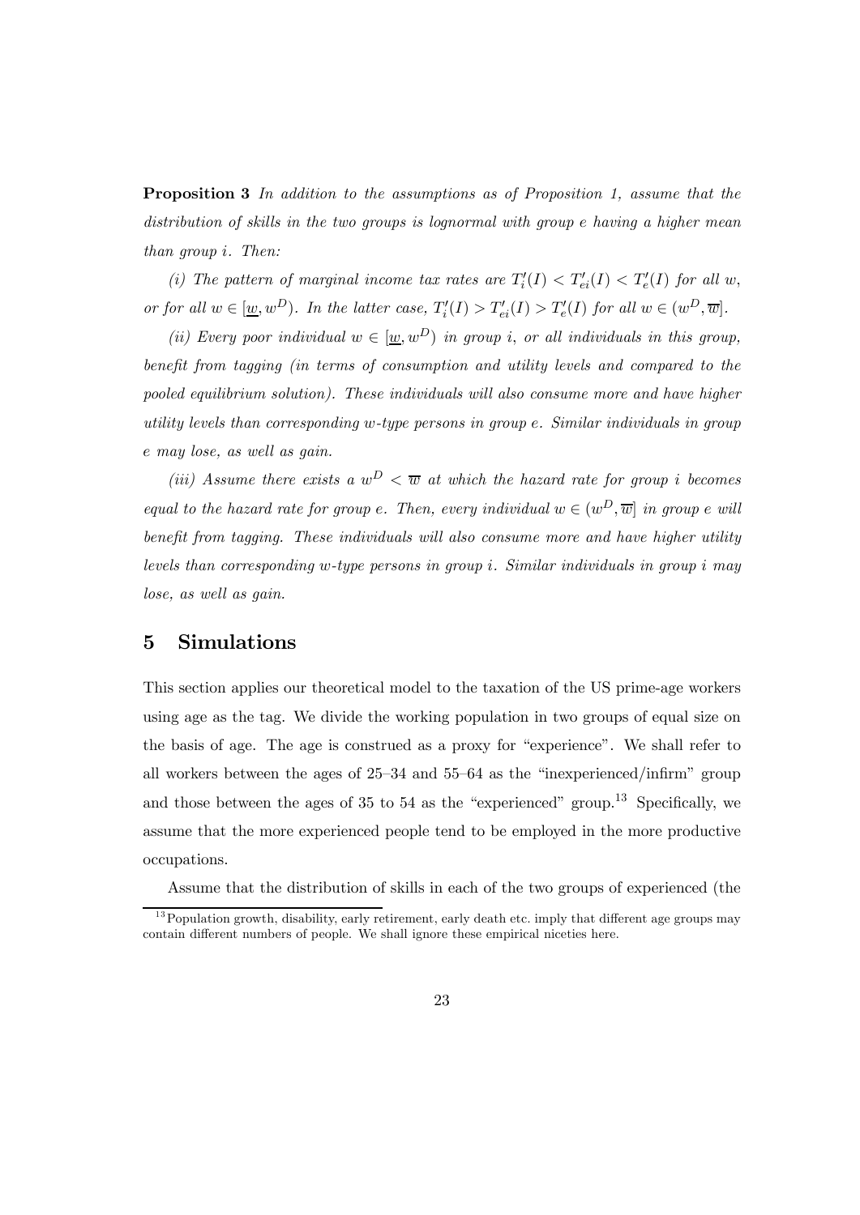**Proposition 3** *In addition to the assumptions as of Proposition 1, assume that the distribution of skills in the two groups is lognormal with group e having a higher mean than group i. Then:*

*(i) The pattern of marginal income tax rates are $T_i'(I) < T_{ei}'(I) < T_e'(I)$ for all $w$, or for all $w \in [\underline{w}, w^D)$. In the latter case, $T_i'(I) > T_{ei}'(I) > T_e'(I)$ for all $w \in (w^D, \overline{w}]$.*

*(ii) Every poor individual $w \in [\underline{w}, w^D)$ in group i, or all individuals in this group, benefit from tagging (in terms of consumption and utility levels and compared to the pooled equilibrium solution). These individuals will also consume more and have higher utility levels than corresponding w-type persons in group e. Similar individuals in group e may lose, as well as gain.*

*(iii) Assume there exists a $w^D < \overline{w}$ at which the hazard rate for group i becomes equal to the hazard rate for group e. Then, every individual $w \in (w^D, \overline{w}]$ in group e will benefit from tagging. These individuals will also consume more and have higher utility levels than corresponding w-type persons in group i. Similar individuals in group i may lose, as well as gain.*

## 5 Simulations

This section applies our theoretical model to the taxation of the US prime-age workers using age as the tag. We divide the working population in two groups of equal size on the basis of age. The age is construed as a proxy for "experience". We shall refer to all workers between the ages of 25–34 and 55–64 as the "inexperienced/infirm" group and those between the ages of 35 to 54 as the "experienced" group.[13] Specifically, we assume that the more experienced people tend to be employed in the more productive occupations.

Assume that the distribution of skills in each of the two groups of experienced (the

[13] Population growth, disability, early retirement, early death etc. imply that different age groups may contain different numbers of people. We shall ignore these empirical niceties here.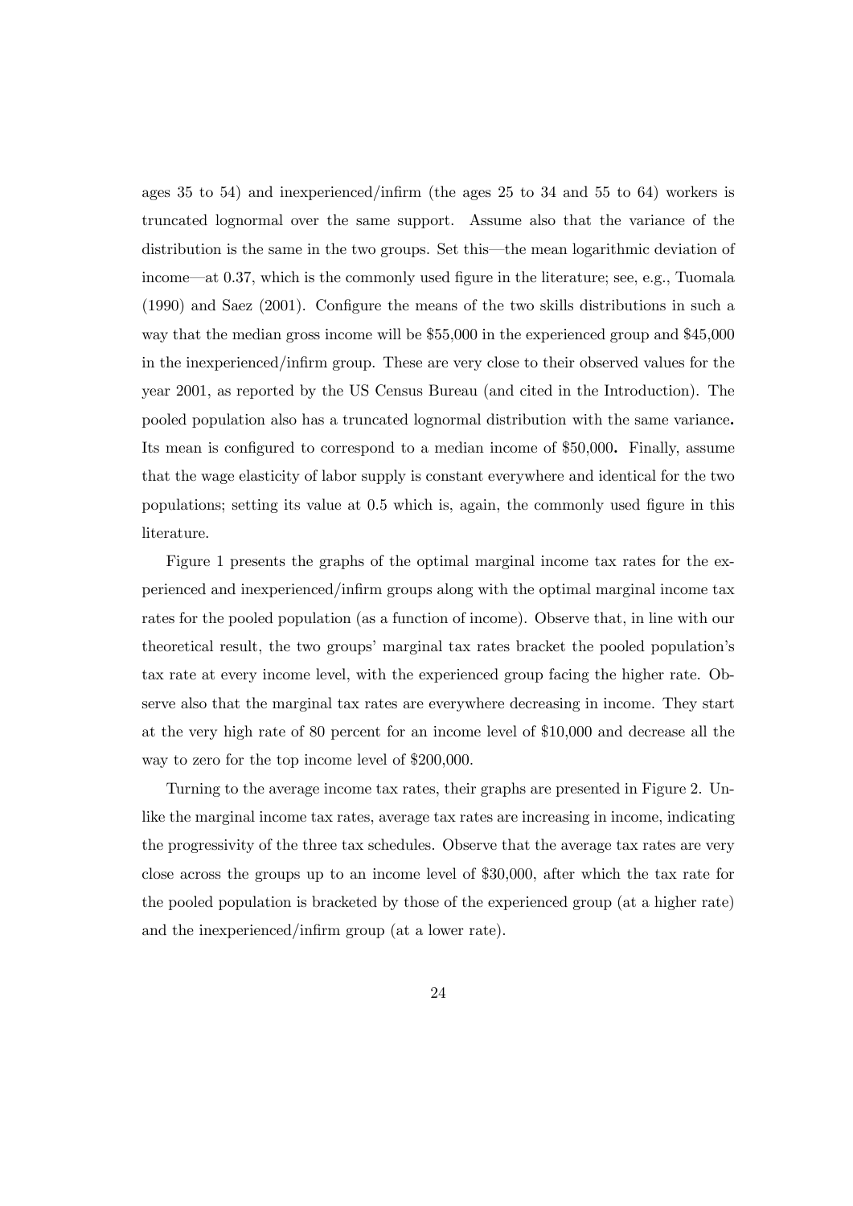ages 35 to 54) and inexperienced/infirm (the ages 25 to 34 and 55 to 64) workers is truncated lognormal over the same support. Assume also that the variance of the distribution is the same in the two groups. Set this—the mean logarithmic deviation of income—at 0.37, which is the commonly used figure in the literature; see, e.g., Tuomala (1990) and Saez (2001). Configure the means of the two skills distributions in such a way that the median gross income will be \$55,000 in the experienced group and \$45,000 in the inexperienced/infirm group. These are very close to their observed values for the year 2001, as reported by the US Census Bureau (and cited in the Introduction). The pooled population also has a truncated lognormal distribution with the same variance**.** Its mean is configured to correspond to a median income of \$50,000**.** Finally, assume that the wage elasticity of labor supply is constant everywhere and identical for the two populations; setting its value at 0.5 which is, again, the commonly used figure in this literature.

Figure 1 presents the graphs of the optimal marginal income tax rates for the experienced and inexperienced/infirm groups along with the optimal marginal income tax rates for the pooled population (as a function of income). Observe that, in line with our theoretical result, the two groups' marginal tax rates bracket the pooled population's tax rate at every income level, with the experienced group facing the higher rate. Observe also that the marginal tax rates are everywhere decreasing in income. They start at the very high rate of 80 percent for an income level of \$10,000 and decrease all the way to zero for the top income level of \$200,000.

Turning to the average income tax rates, their graphs are presented in Figure 2. Unlike the marginal income tax rates, average tax rates are increasing in income, indicating the progressivity of the three tax schedules. Observe that the average tax rates are very close across the groups up to an income level of \$30,000, after which the tax rate for the pooled population is bracketed by those of the experienced group (at a higher rate) and the inexperienced/infirm group (at a lower rate).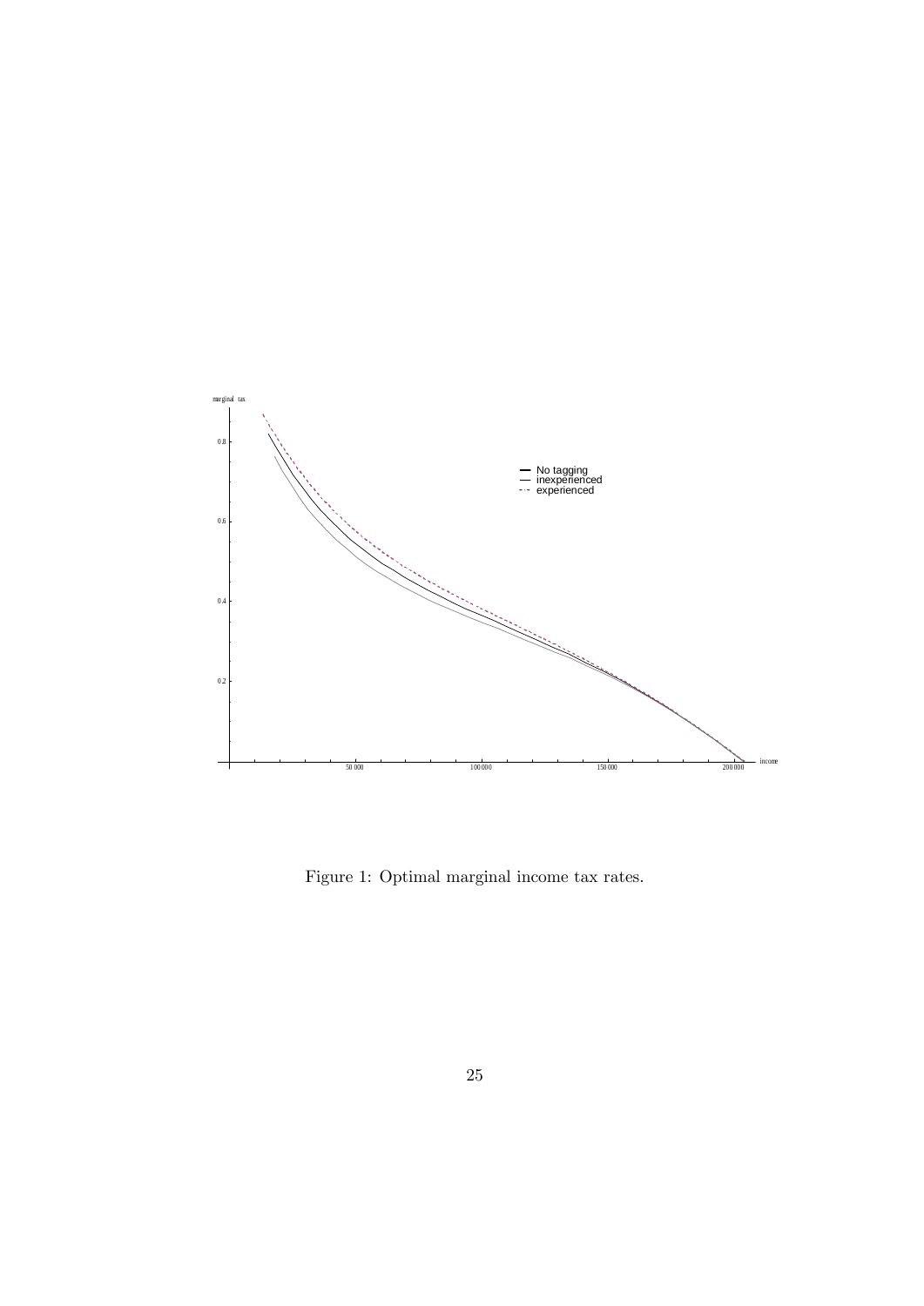Figure 1: Optimal marginal income tax rates.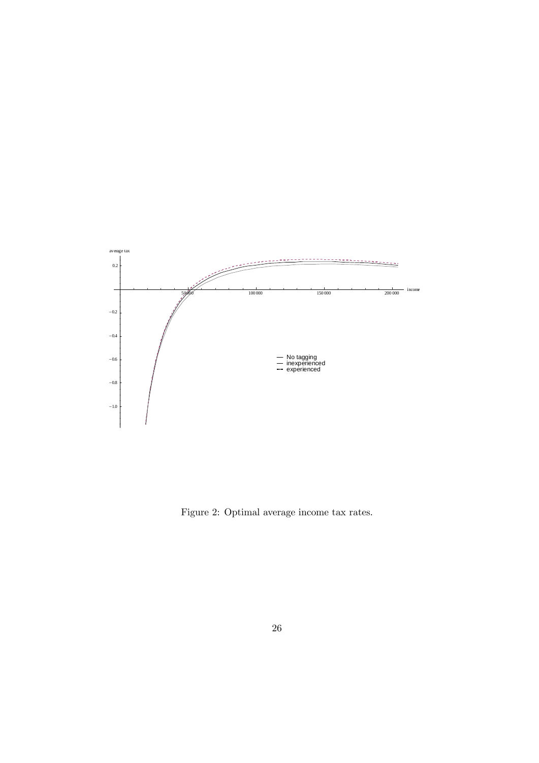Figure 2: Optimal average income tax rates.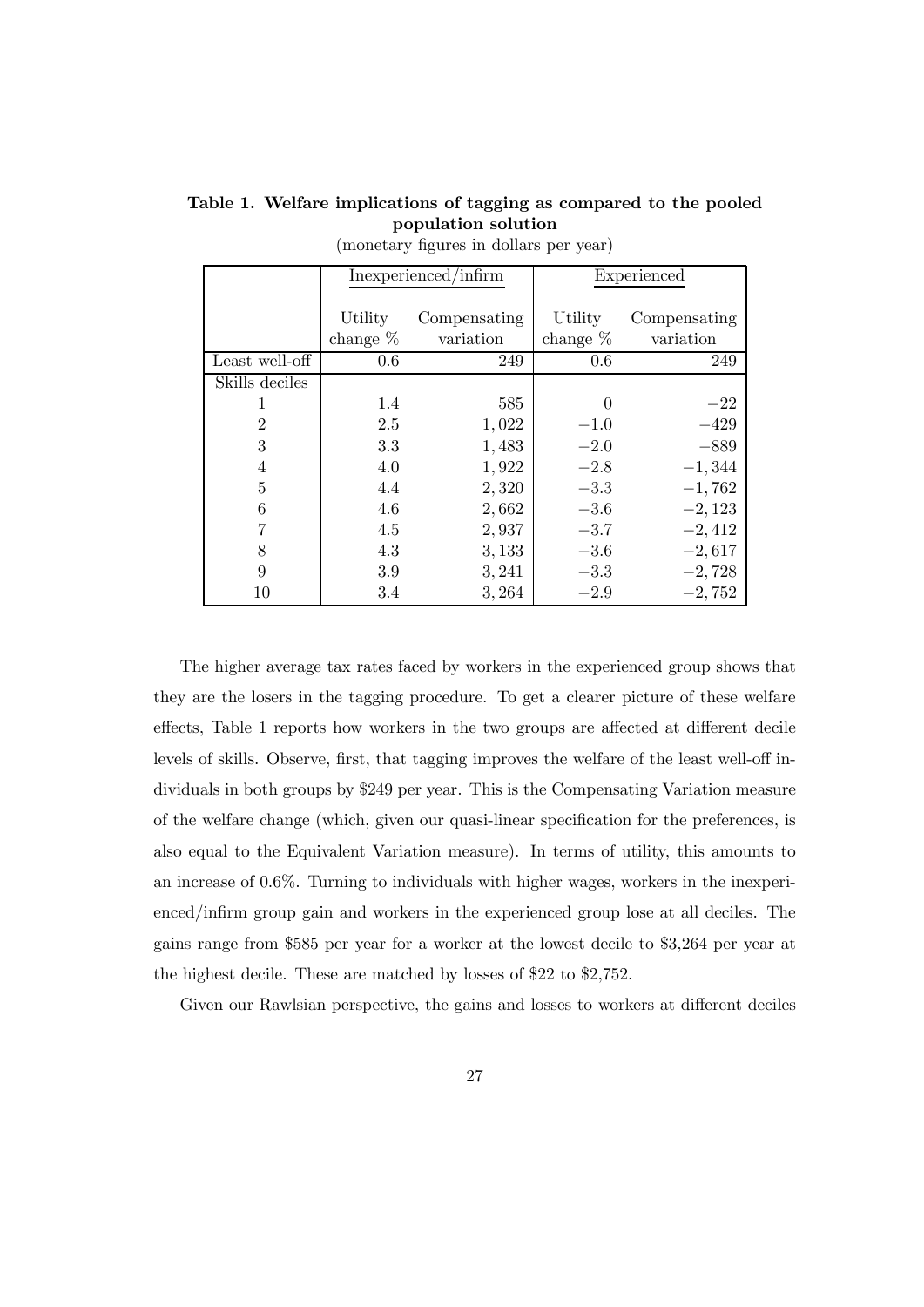**Table 1. Welfare implications of tagging as compared to the pooled population solution**

(monetary figures in dollars per year)

| | Inexperienced/infirm | | Experienced | |
|---|---|---|---|---|
| | Utility change % | Compensating variation | Utility change % | Compensating variation |
| Least well-off | 0.6 | 249 | 0.6 | 249 |
| Skills deciles | | | | |
| 1 | 1.4 | 585 | 0 | $-22$ |
| 2 | 2.5 | 1,022 | $-1.0$ | $-429$ |
| 3 | 3.3 | 1,483 | $-2.0$ | $-889$ |
| 4 | 4.0 | 1,922 | $-2.8$ | $-1,344$ |
| 5 | 4.4 | 2,320 | $-3.3$ | $-1,762$ |
| 6 | 4.6 | 2,662 | $-3.6$ | $-2,123$ |
| 7 | 4.5 | 2,937 | $-3.7$ | $-2,412$ |
| 8 | 4.3 | 3,133 | $-3.6$ | $-2,617$ |
| 9 | 3.9 | 3,241 | $-3.3$ | $-2,728$ |
| 10 | 3.4 | 3,264 | $-2.9$ | $-2,752$ |

The higher average tax rates faced by workers in the experienced group shows that they are the losers in the tagging procedure. To get a clearer picture of these welfare effects, Table 1 reports how workers in the two groups are affected at different decile levels of skills. Observe, first, that tagging improves the welfare of the least well-off individuals in both groups by \$249 per year. This is the Compensating Variation measure of the welfare change (which, given our quasi-linear specification for the preferences, is also equal to the Equivalent Variation measure). In terms of utility, this amounts to an increase of 0.6%. Turning to individuals with higher wages, workers in the inexperienced/infirm group gain and workers in the experienced group lose at all deciles. The gains range from \$585 per year for a worker at the lowest decile to \$3,264 per year at the highest decile. These are matched by losses of \$22 to \$2,752.

Given our Rawlsian perspective, the gains and losses to workers at different deciles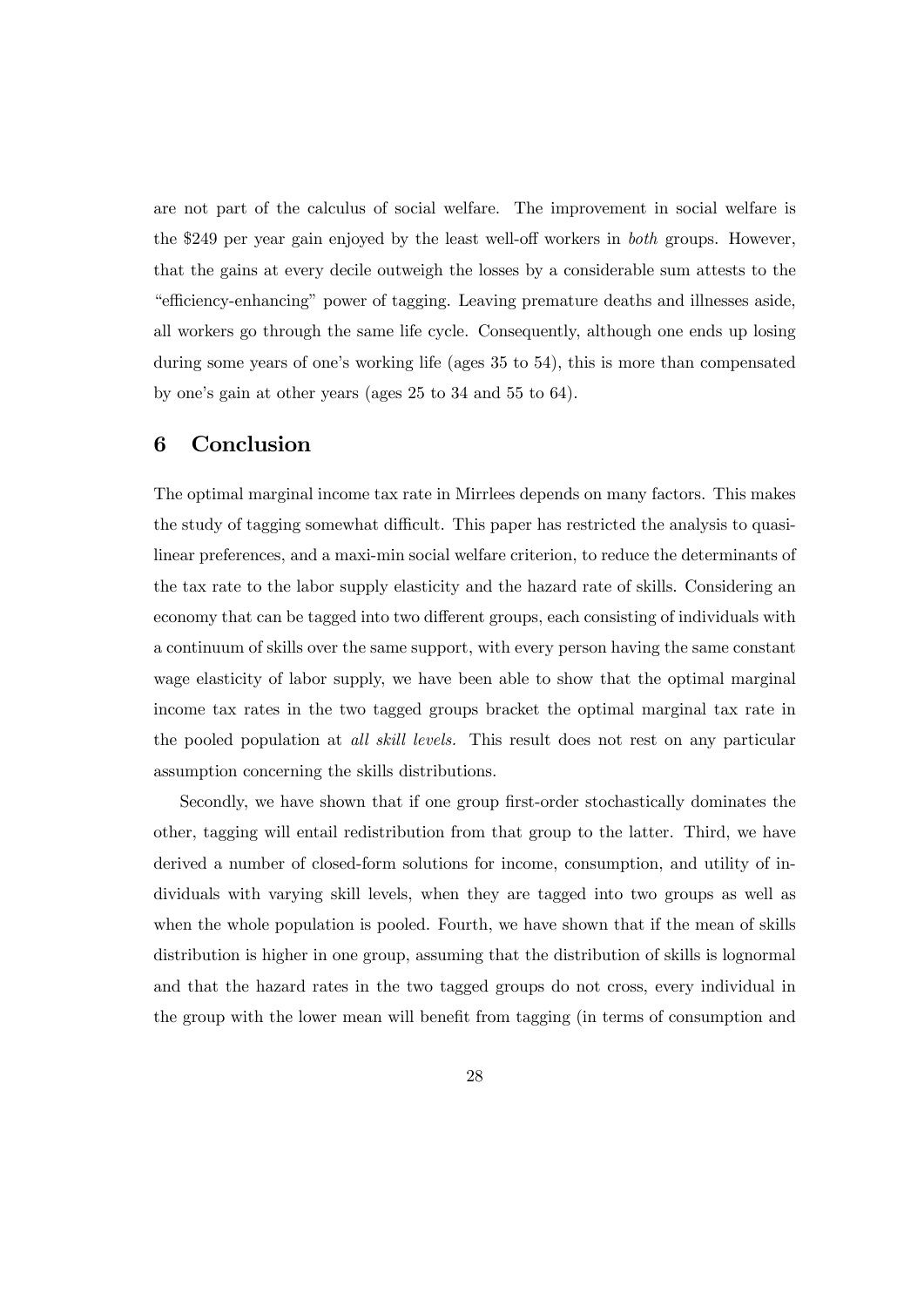are not part of the calculus of social welfare. The improvement in social welfare is the $249 per year gain enjoyed by the least well-off workers in *both* groups. However, that the gains at every decile outweigh the losses by a considerable sum attests to the "efficiency-enhancing" power of tagging. Leaving premature deaths and illnesses aside, all workers go through the same life cycle. Consequently, although one ends up losing during some years of one's working life (ages 35 to 54), this is more than compensated by one's gain at other years (ages 25 to 34 and 55 to 64).

## 6 Conclusion

The optimal marginal income tax rate in Mirrlees depends on many factors. This makes the study of tagging somewhat difficult. This paper has restricted the analysis to quasi-linear preferences, and a maxi-min social welfare criterion, to reduce the determinants of the tax rate to the labor supply elasticity and the hazard rate of skills. Considering an economy that can be tagged into two different groups, each consisting of individuals with a continuum of skills over the same support, with every person having the same constant wage elasticity of labor supply, we have been able to show that the optimal marginal income tax rates in the two tagged groups bracket the optimal marginal tax rate in the pooled population at *all skill levels*. This result does not rest on any particular assumption concerning the skills distributions.

Secondly, we have shown that if one group first-order stochastically dominates the other, tagging will entail redistribution from that group to the latter. Third, we have derived a number of closed-form solutions for income, consumption, and utility of individuals with varying skill levels, when they are tagged into two groups as well as when the whole population is pooled. Fourth, we have shown that if the mean of skills distribution is higher in one group, assuming that the distribution of skills is lognormal and that the hazard rates in the two tagged groups do not cross, every individual in the group with the lower mean will benefit from tagging (in terms of consumption and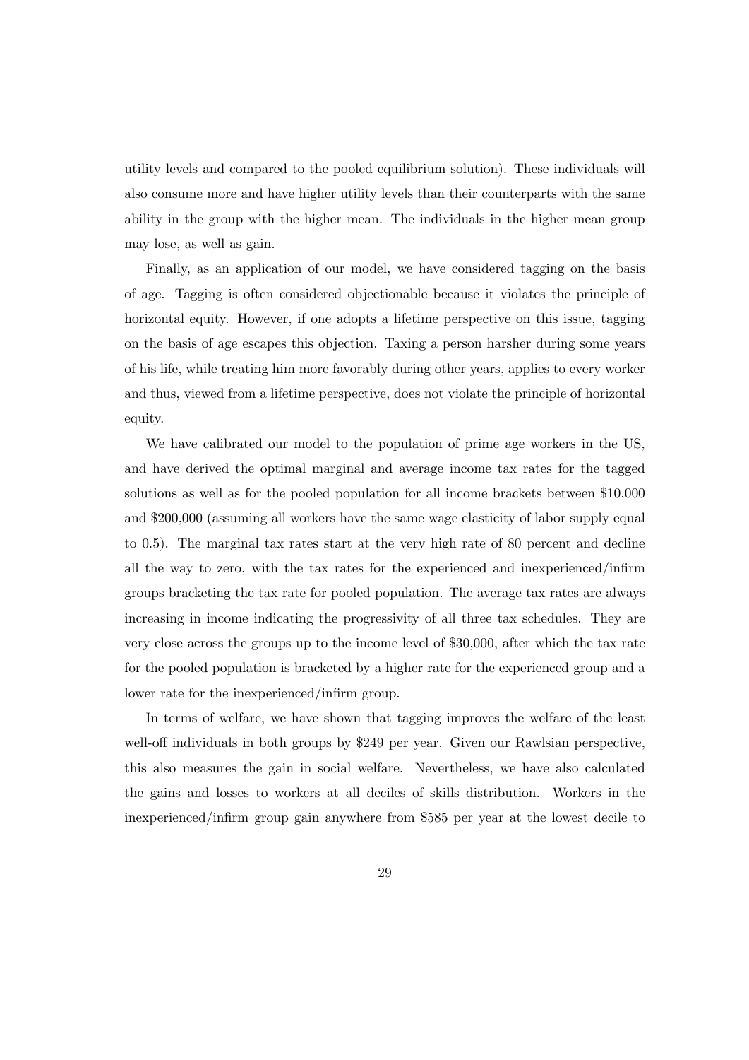utility levels and compared to the pooled equilibrium solution). These individuals will also consume more and have higher utility levels than their counterparts with the same ability in the group with the higher mean. The individuals in the higher mean group may lose, as well as gain.

Finally, as an application of our model, we have considered tagging on the basis of age. Tagging is often considered objectionable because it violates the principle of horizontal equity. However, if one adopts a lifetime perspective on this issue, tagging on the basis of age escapes this objection. Taxing a person harsher during some years of his life, while treating him more favorably during other years, applies to every worker and thus, viewed from a lifetime perspective, does not violate the principle of horizontal equity.

We have calibrated our model to the population of prime age workers in the US, and have derived the optimal marginal and average income tax rates for the tagged solutions as well as for the pooled population for all income brackets between $10,000 and $200,000 (assuming all workers have the same wage elasticity of labor supply equal to 0.5). The marginal tax rates start at the very high rate of 80 percent and decline all the way to zero, with the tax rates for the experienced and inexperienced/infirm groups bracketing the tax rate for pooled population. The average tax rates are always increasing in income indicating the progressivity of all three tax schedules. They are very close across the groups up to the income level of $30,000, after which the tax rate for the pooled population is bracketed by a higher rate for the experienced group and a lower rate for the inexperienced/infirm group.

In terms of welfare, we have shown that tagging improves the welfare of the least well-off individuals in both groups by $249 per year. Given our Rawlsian perspective, this also measures the gain in social welfare. Nevertheless, we have also calculated the gains and losses to workers at all deciles of skills distribution. Workers in the inexperienced/infirm group gain anywhere from $585 per year at the lowest decile to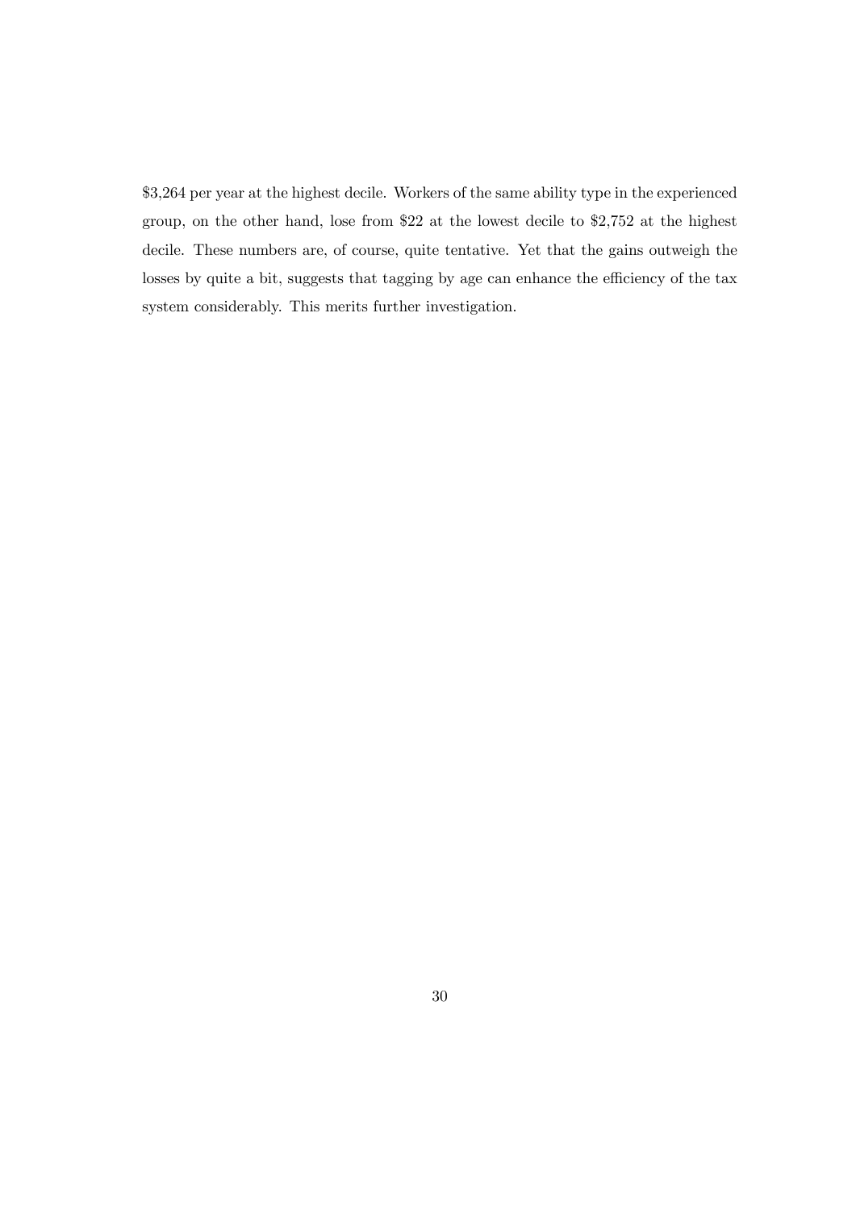$3,264 per year at the highest decile. Workers of the same ability type in the experienced group, on the other hand, lose from $22 at the lowest decile to $2,752 at the highest decile. These numbers are, of course, quite tentative. Yet that the gains outweigh the losses by quite a bit, suggests that tagging by age can enhance the efficiency of the tax system considerably. This merits further investigation.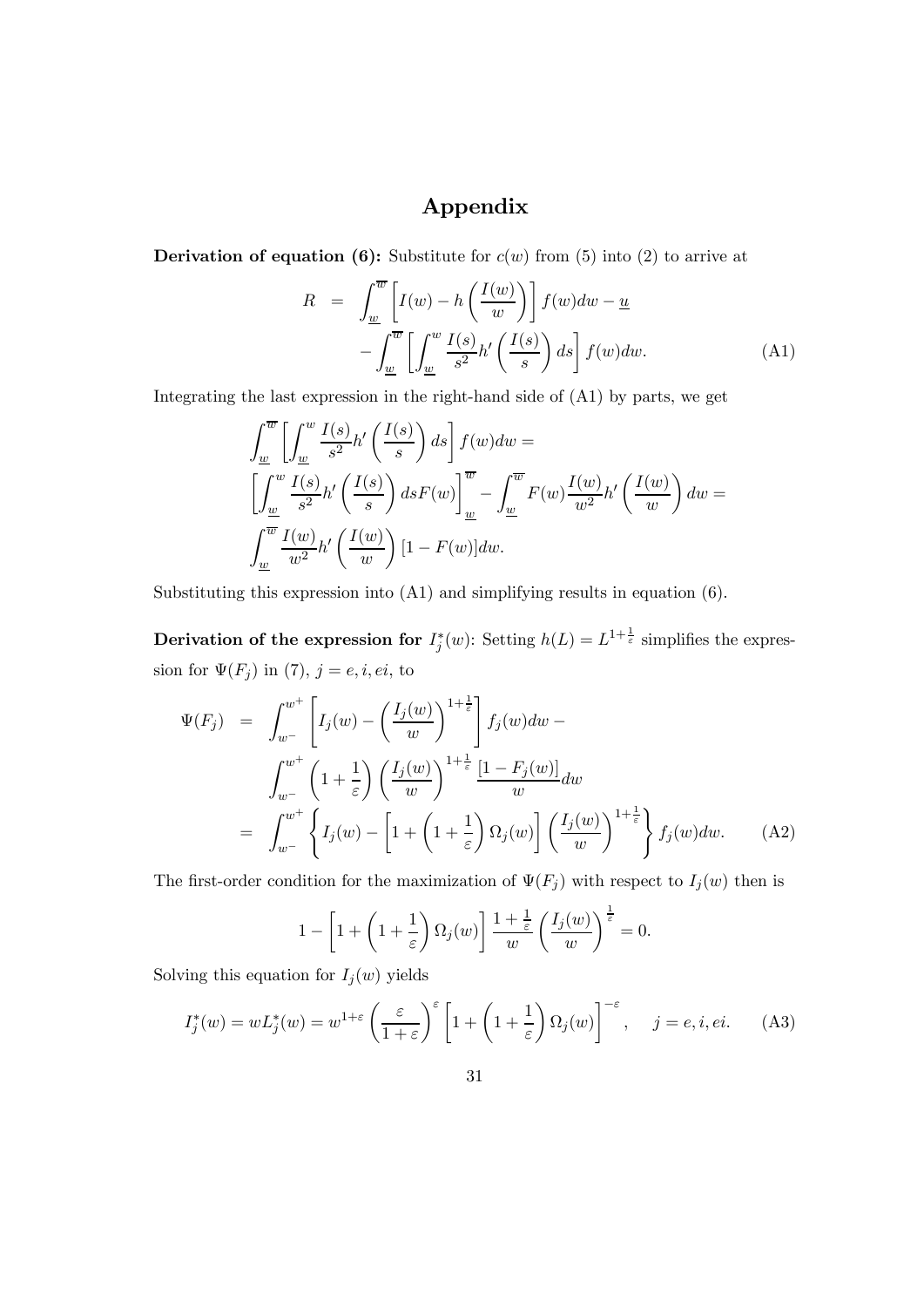# Appendix

**Derivation of equation (6):** Substitute for $c(w)$ from (5) into (2) to arrive at

$$
\begin{aligned}
R &= \int_{\underline{w}}^{\overline{w}} \left[ I(w) - h\left(\frac{I(w)}{w}\right) \right] f(w)dw - \underline{u} \\
&\quad - \int_{\underline{w}}^{\overline{w}} \left[ \int_{\underline{w}}^{w} \frac{I(s)}{s^2} h'\left(\frac{I(s)}{s}\right) ds \right] f(w)dw. \qquad \text{(A1)}
\end{aligned}
$$

Integrating the last expression in the right-hand side of (A1) by parts, we get

$$
\begin{aligned}
&\int_{\underline{w}}^{\overline{w}} \left[ \int_{\underline{w}}^{w} \frac{I(s)}{s^2} h'\left(\frac{I(s)}{s}\right) ds \right] f(w)dw = \\
&\left[ \int_{\underline{w}}^{w} \frac{I(s)}{s^2} h'\left(\frac{I(s)}{s}\right) ds F(w) \right]_{\underline{w}}^{\overline{w}} - \int_{\underline{w}}^{\overline{w}} F(w) \frac{I(w)}{w^2} h'\left(\frac{I(w)}{w}\right) dw = \\
&\int_{\underline{w}}^{\overline{w}} \frac{I(w)}{w^2} h'\left(\frac{I(w)}{w}\right) [1 - F(w)] dw.
\end{aligned}
$$

Substituting this expression into (A1) and simplifying results in equation (6).

**Derivation of the expression for $I_j^*(w)$:** Setting $h(L) = L^{1+\frac{1}{\varepsilon}}$ simplifies the expression for $\Psi(F_j)$ in (7), $j = e, i, ei$, to

$$
\begin{aligned}
\Psi(F_j) &= \int_{w^-}^{w^+} \left[ I_j(w) - \left(\frac{I_j(w)}{w}\right)^{1+\frac{1}{\varepsilon}} \right] f_j(w)dw - \\
&\quad \int_{w^-}^{w^+} \left(1 + \frac{1}{\varepsilon}\right) \left(\frac{I_j(w)}{w}\right)^{1+\frac{1}{\varepsilon}} \frac{[1 - F_j(w)]}{w} dw \\
&= \int_{w^-}^{w^+} \left\{ I_j(w) - \left[ 1 + \left(1 + \frac{1}{\varepsilon}\right) \Omega_j(w) \right] \left(\frac{I_j(w)}{w}\right)^{1+\frac{1}{\varepsilon}} \right\} f_j(w)dw. \qquad \text{(A2)}
\end{aligned}
$$

The first-order condition for the maximization of $\Psi(F_j)$ with respect to $I_j(w)$ then is

$$
1 - \left[ 1 + \left(1 + \frac{1}{\varepsilon}\right) \Omega_j(w) \right] \frac{1 + \frac{1}{\varepsilon}}{w} \left(\frac{I_j(w)}{w}\right)^{\frac{1}{\varepsilon}} = 0.
$$

Solving this equation for $I_j(w)$ yields

$$
I_j^*(w) = wL_j^*(w) = w^{1+\varepsilon} \left(\frac{\varepsilon}{1+\varepsilon}\right)^{\varepsilon} \left[ 1 + \left(1 + \frac{1}{\varepsilon}\right) \Omega_j(w) \right]^{-\varepsilon}, \quad j = e, i, ei. \qquad \text{(A3)}
$$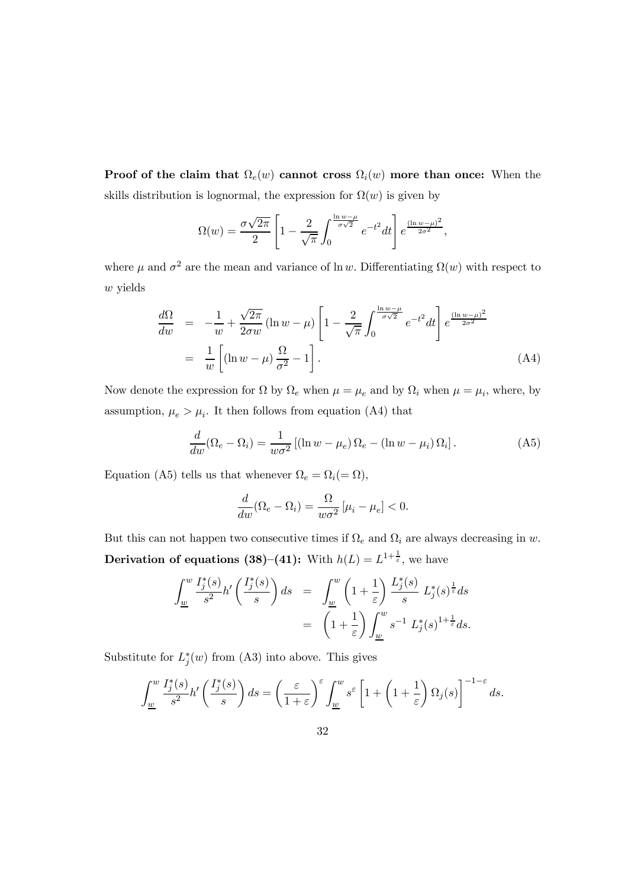**Proof of the claim that $\Omega_e(w)$ cannot cross $\Omega_i(w)$ more than once:** When the skills distribution is lognormal, the expression for $\Omega(w)$ is given by

$$\Omega(w) = \frac{\sigma\sqrt{2\pi}}{2}\left[1 - \frac{2}{\sqrt{\pi}}\int_0^{\frac{\ln w - \mu}{\sigma\sqrt{2}}} e^{-t^2}dt\right] e^{\frac{(\ln w-\mu)^2}{2\sigma^2}},$$

where $\mu$ and $\sigma^2$ are the mean and variance of $\ln w$. Differentiating $\Omega(w)$ with respect to $w$ yields

$$\begin{aligned}
\frac{d\Omega}{dw} &= -\frac{1}{w} + \frac{\sqrt{2\pi}}{2\sigma w}(\ln w - \mu)\left[1 - \frac{2}{\sqrt{\pi}}\int_0^{\frac{\ln w - \mu}{\sigma\sqrt{2}}} e^{-t^2}dt\right] e^{\frac{(\ln w-\mu)^2}{2\sigma^2}} \\
&= \frac{1}{w}\left[(\ln w - \mu)\frac{\Omega}{\sigma^2} - 1\right]. \qquad \text{(A4)}
\end{aligned}$$

Now denote the expression for $\Omega$ by $\Omega_e$ when $\mu = \mu_e$ and by $\Omega_i$ when $\mu = \mu_i$, where, by assumption, $\mu_e > \mu_i$. It then follows from equation (A4) that

$$\frac{d}{dw}(\Omega_e - \Omega_i) = \frac{1}{w\sigma^2}\left[(\ln w - \mu_e)\,\Omega_e - (\ln w - \mu_i)\,\Omega_i\right]. \qquad \text{(A5)}$$

Equation (A5) tells us that whenever $\Omega_e = \Omega_i (= \Omega)$,

$$\frac{d}{dw}(\Omega_e - \Omega_i) = \frac{\Omega}{w\sigma^2}\left[\mu_i - \mu_e\right] < 0.$$

But this can not happen two consecutive times if $\Omega_e$ and $\Omega_i$ are always decreasing in $w$.

**Derivation of equations (38)–(41):** With $h(L) = L^{1+\frac{1}{\varepsilon}}$, we have

$$\begin{aligned}
\int_{\underline{w}}^{w} \frac{I_j^*(s)}{s^2} h'\left(\frac{I_j^*(s)}{s}\right) ds &= \int_{\underline{w}}^{w} \left(1 + \frac{1}{\varepsilon}\right) \frac{L_j^*(s)}{s}\, L_j^*(s)^{\frac{1}{\varepsilon}} ds \\
&= \left(1 + \frac{1}{\varepsilon}\right) \int_{\underline{w}}^{w} s^{-1}\, L_j^*(s)^{1+\frac{1}{\varepsilon}} ds.
\end{aligned}$$

Substitute for $L_j^*(w)$ from (A3) into above. This gives

$$\int_{\underline{w}}^{w} \frac{I_j^*(s)}{s^2} h'\left(\frac{I_j^*(s)}{s}\right) ds = \left(\frac{\varepsilon}{1+\varepsilon}\right)^{\varepsilon} \int_{\underline{w}}^{w} s^{\varepsilon}\left[1 + \left(1 + \frac{1}{\varepsilon}\right)\Omega_j(s)\right]^{-1-\varepsilon} ds.$$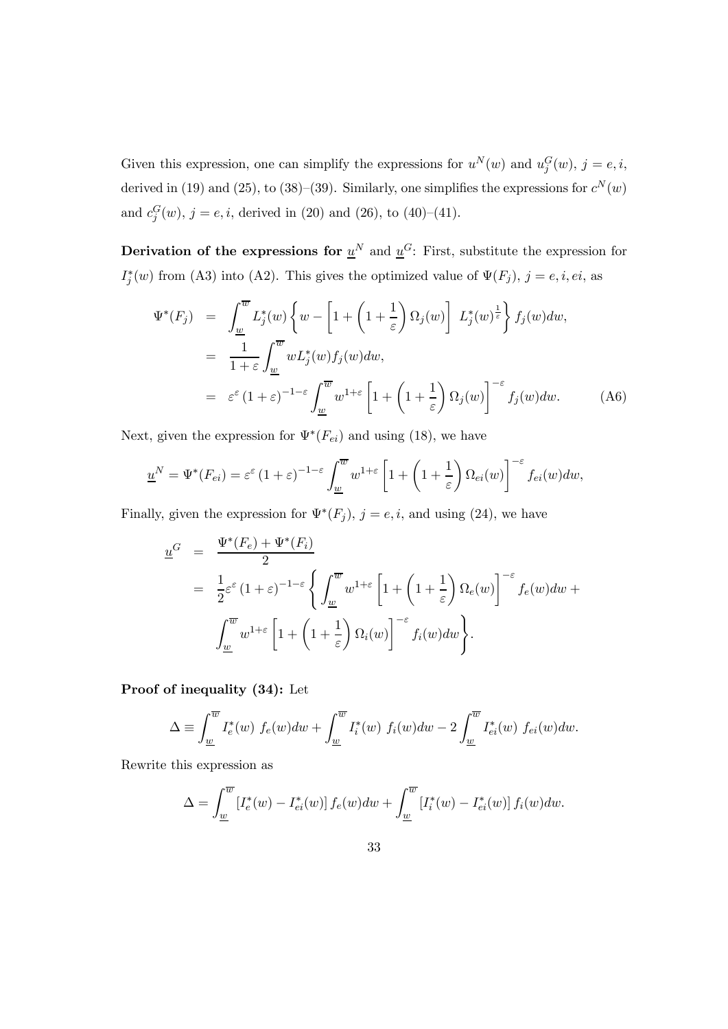Given this expression, one can simplify the expressions for $u^N(w)$ and $u_j^G(w)$, $j = e, i$, derived in (19) and (25), to (38)–(39). Similarly, one simplifies the expressions for $c^N(w)$ and $c_j^G(w)$, $j = e, i$, derived in (20) and (26), to (40)–(41).

**Derivation of the expressions for $\underline{u}^N$ and $\underline{u}^G$:** First, substitute the expression for $I_j^*(w)$ from (A3) into (A2). This gives the optimized value of $\Psi(F_j)$, $j = e, i, ei$, as

$$
\begin{aligned}
\Psi^*(F_j) &= \int_{\underline{w}}^{\overline{w}} L_j^*(w) \left\{ w - \left[ 1 + \left( 1 + \frac{1}{\varepsilon} \right) \Omega_j(w) \right] \; L_j^*(w)^{\frac{1}{\varepsilon}} \right\} f_j(w) dw, \\
&= \frac{1}{1+\varepsilon} \int_{\underline{w}}^{\overline{w}} w L_j^*(w) f_j(w) dw, \\
&= \varepsilon^{\varepsilon} \left( 1 + \varepsilon \right)^{-1-\varepsilon} \int_{\underline{w}}^{\overline{w}} w^{1+\varepsilon} \left[ 1 + \left( 1 + \frac{1}{\varepsilon} \right) \Omega_j(w) \right]^{-\varepsilon} f_j(w) dw. \qquad \text{(A6)}
\end{aligned}
$$

Next, given the expression for $\Psi^*(F_{ei})$ and using (18), we have

$$
\underline{u}^N = \Psi^*(F_{ei}) = \varepsilon^{\varepsilon} \left( 1 + \varepsilon \right)^{-1-\varepsilon} \int_{\underline{w}}^{\overline{w}} w^{1+\varepsilon} \left[ 1 + \left( 1 + \frac{1}{\varepsilon} \right) \Omega_{ei}(w) \right]^{-\varepsilon} f_{ei}(w) dw,
$$

Finally, given the expression for $\Psi^*(F_j)$, $j = e, i$, and using (24), we have

$$
\begin{aligned}
\underline{u}^G &= \frac{\Psi^*(F_e) + \Psi^*(F_i)}{2} \\
&= \frac{1}{2} \varepsilon^{\varepsilon} \left( 1 + \varepsilon \right)^{-1-\varepsilon} \Bigg\{ \int_{\underline{w}}^{\overline{w}} w^{1+\varepsilon} \left[ 1 + \left( 1 + \frac{1}{\varepsilon} \right) \Omega_e(w) \right]^{-\varepsilon} f_e(w) dw + \\
&\qquad \int_{\underline{w}}^{\overline{w}} w^{1+\varepsilon} \left[ 1 + \left( 1 + \frac{1}{\varepsilon} \right) \Omega_i(w) \right]^{-\varepsilon} f_i(w) dw \Bigg\}.
\end{aligned}
$$

**Proof of inequality (34):** Let

$$
\Delta \equiv \int_{\underline{w}}^{\overline{w}} I_e^*(w) \; f_e(w) dw + \int_{\underline{w}}^{\overline{w}} I_i^*(w) \; f_i(w) dw - 2 \int_{\underline{w}}^{\overline{w}} I_{ei}^*(w) \; f_{ei}(w) dw.
$$

Rewrite this expression as

$$
\Delta = \int_{\underline{w}}^{\overline{w}} \left[ I_e^*(w) - I_{ei}^*(w) \right] f_e(w) dw + \int_{\underline{w}}^{\overline{w}} \left[ I_i^*(w) - I_{ei}^*(w) \right] f_i(w) dw.
$$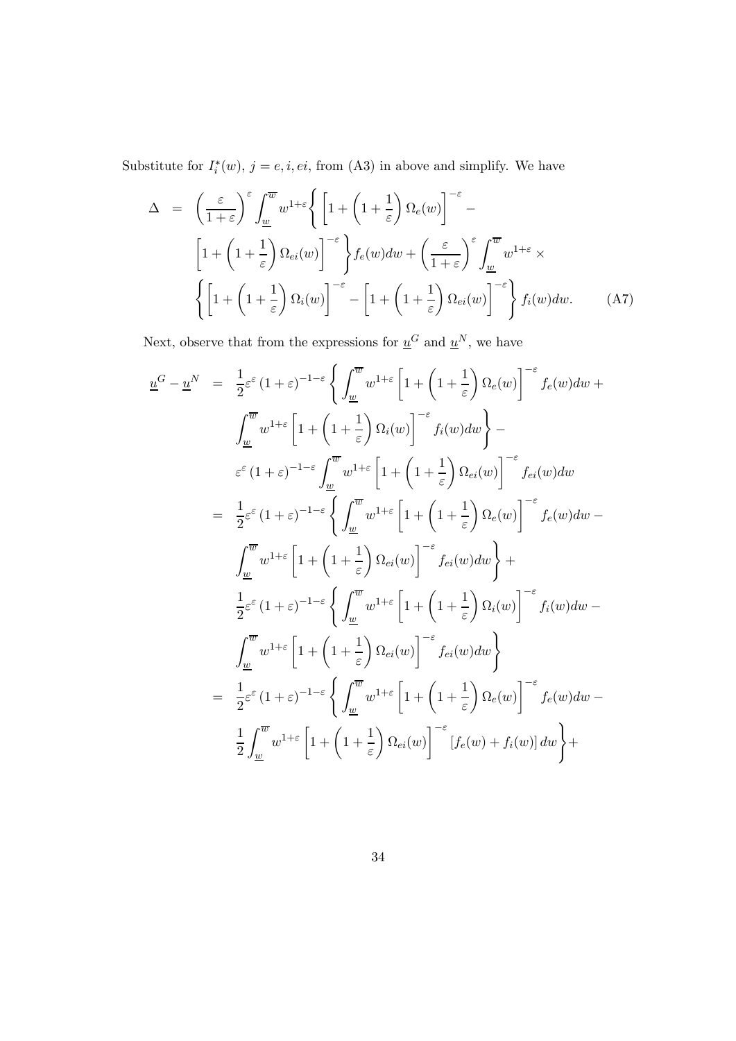Substitute for $I_i^*(w)$, $j = e, i, ei$, from (A3) in above and simplify. We have

$$
\begin{aligned}
\Delta &= \left(\frac{\varepsilon}{1+\varepsilon}\right)^{\varepsilon} \int_{\underline{w}}^{\overline{w}} w^{1+\varepsilon} \Bigg\{ \left[1 + \left(1 + \frac{1}{\varepsilon}\right) \Omega_e(w)\right]^{-\varepsilon} - \\
&\left[1 + \left(1 + \frac{1}{\varepsilon}\right) \Omega_{ei}(w)\right]^{-\varepsilon} \Bigg\} f_e(w) dw + \left(\frac{\varepsilon}{1+\varepsilon}\right)^{\varepsilon} \int_{\underline{w}}^{\overline{w}} w^{1+\varepsilon} \times \\
&\left\{ \left[1 + \left(1 + \frac{1}{\varepsilon}\right) \Omega_i(w)\right]^{-\varepsilon} - \left[1 + \left(1 + \frac{1}{\varepsilon}\right) \Omega_{ei}(w)\right]^{-\varepsilon} \right\} f_i(w) dw. \qquad \text{(A7)}
\end{aligned}
$$

Next, observe that from the expressions for $\underline{u}^G$ and $\underline{u}^N$, we have

$$
\begin{aligned}
\underline{u}^G - \underline{u}^N &= \frac{1}{2} \varepsilon^{\varepsilon} (1+\varepsilon)^{-1-\varepsilon} \Bigg\{ \int_{\underline{w}}^{\overline{w}} w^{1+\varepsilon} \left[1 + \left(1 + \frac{1}{\varepsilon}\right) \Omega_e(w)\right]^{-\varepsilon} f_e(w) dw + \\
&\int_{\underline{w}}^{\overline{w}} w^{1+\varepsilon} \left[1 + \left(1 + \frac{1}{\varepsilon}\right) \Omega_i(w)\right]^{-\varepsilon} f_i(w) dw \Bigg\} - \\
&\varepsilon^{\varepsilon} (1+\varepsilon)^{-1-\varepsilon} \int_{\underline{w}}^{\overline{w}} w^{1+\varepsilon} \left[1 + \left(1 + \frac{1}{\varepsilon}\right) \Omega_{ei}(w)\right]^{-\varepsilon} f_{ei}(w) dw \\
&= \frac{1}{2} \varepsilon^{\varepsilon} (1+\varepsilon)^{-1-\varepsilon} \Bigg\{ \int_{\underline{w}}^{\overline{w}} w^{1+\varepsilon} \left[1 + \left(1 + \frac{1}{\varepsilon}\right) \Omega_e(w)\right]^{-\varepsilon} f_e(w) dw - \\
&\int_{\underline{w}}^{\overline{w}} w^{1+\varepsilon} \left[1 + \left(1 + \frac{1}{\varepsilon}\right) \Omega_{ei}(w)\right]^{-\varepsilon} f_{ei}(w) dw \Bigg\} + \\
&\frac{1}{2} \varepsilon^{\varepsilon} (1+\varepsilon)^{-1-\varepsilon} \Bigg\{ \int_{\underline{w}}^{\overline{w}} w^{1+\varepsilon} \left[1 + \left(1 + \frac{1}{\varepsilon}\right) \Omega_i(w)\right]^{-\varepsilon} f_i(w) dw - \\
&\int_{\underline{w}}^{\overline{w}} w^{1+\varepsilon} \left[1 + \left(1 + \frac{1}{\varepsilon}\right) \Omega_{ei}(w)\right]^{-\varepsilon} f_{ei}(w) dw \Bigg\} \\
&= \frac{1}{2} \varepsilon^{\varepsilon} (1+\varepsilon)^{-1-\varepsilon} \Bigg\{ \int_{\underline{w}}^{\overline{w}} w^{1+\varepsilon} \left[1 + \left(1 + \frac{1}{\varepsilon}\right) \Omega_e(w)\right]^{-\varepsilon} f_e(w) dw - \\
&\frac{1}{2} \int_{\underline{w}}^{\overline{w}} w^{1+\varepsilon} \left[1 + \left(1 + \frac{1}{\varepsilon}\right) \Omega_{ei}(w)\right]^{-\varepsilon} \left[f_e(w) + f_i(w)\right] dw \Bigg\} +
\end{aligned}
$$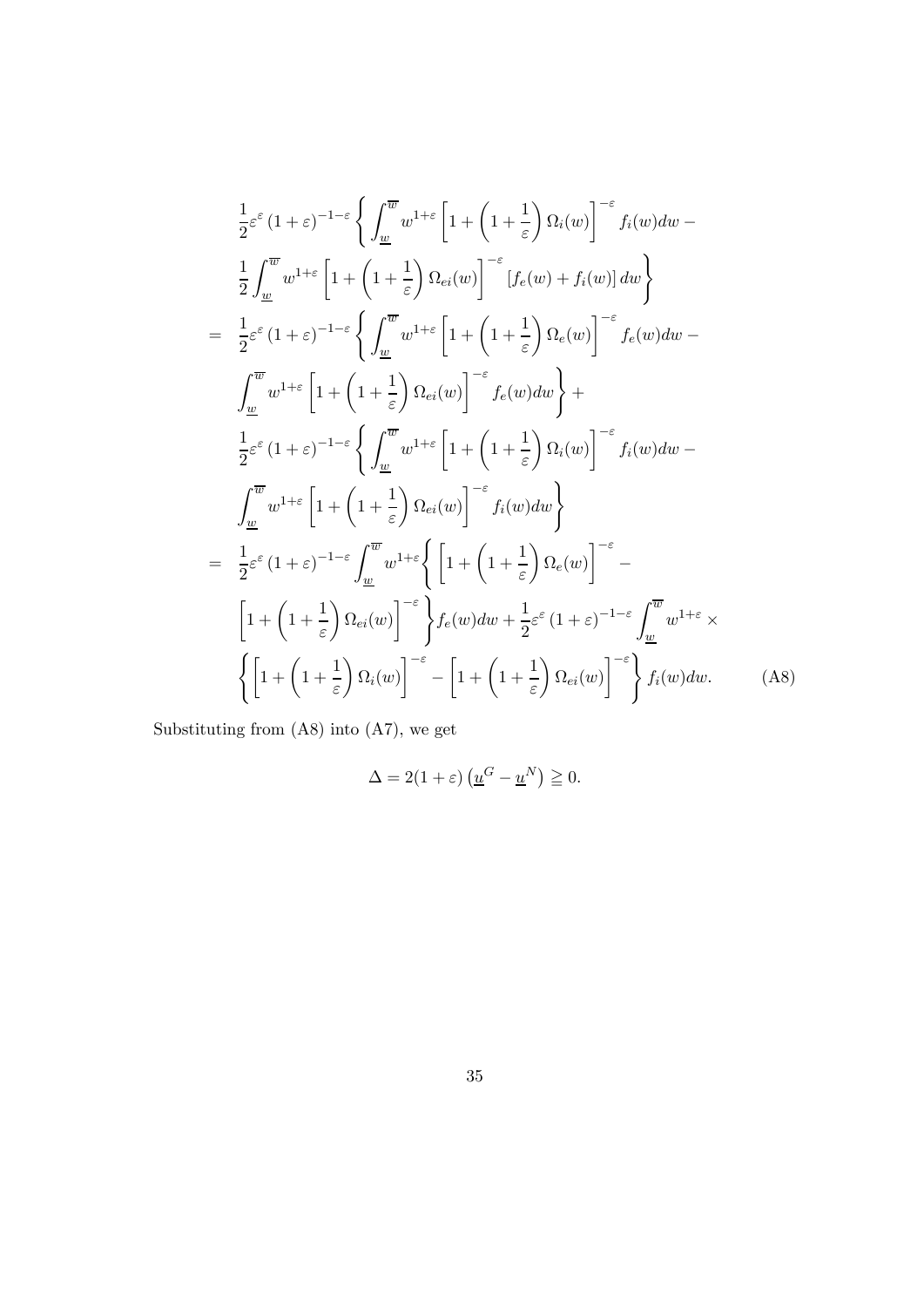$$
\begin{aligned}
&\frac{1}{2}\varepsilon^{\varepsilon}\left(1+\varepsilon\right)^{-1-\varepsilon}\left\{\int_{\underline{w}}^{\overline{w}} w^{1+\varepsilon}\left[1+\left(1+\frac{1}{\varepsilon}\right)\Omega_i(w)\right]^{-\varepsilon} f_i(w)dw -\right.\\
&\left.\frac{1}{2}\int_{\underline{w}}^{\overline{w}} w^{1+\varepsilon}\left[1+\left(1+\frac{1}{\varepsilon}\right)\Omega_{ei}(w)\right]^{-\varepsilon}\left[f_e(w)+f_i(w)\right]dw\right\}\\
= \;& \frac{1}{2}\varepsilon^{\varepsilon}\left(1+\varepsilon\right)^{-1-\varepsilon}\left\{\int_{\underline{w}}^{\overline{w}} w^{1+\varepsilon}\left[1+\left(1+\frac{1}{\varepsilon}\right)\Omega_e(w)\right]^{-\varepsilon} f_e(w)dw -\right.\\
&\left.\int_{\underline{w}}^{\overline{w}} w^{1+\varepsilon}\left[1+\left(1+\frac{1}{\varepsilon}\right)\Omega_{ei}(w)\right]^{-\varepsilon} f_e(w)dw\right\} +\\
&\frac{1}{2}\varepsilon^{\varepsilon}\left(1+\varepsilon\right)^{-1-\varepsilon}\left\{\int_{\underline{w}}^{\overline{w}} w^{1+\varepsilon}\left[1+\left(1+\frac{1}{\varepsilon}\right)\Omega_i(w)\right]^{-\varepsilon} f_i(w)dw -\right.\\
&\left.\int_{\underline{w}}^{\overline{w}} w^{1+\varepsilon}\left[1+\left(1+\frac{1}{\varepsilon}\right)\Omega_{ei}(w)\right]^{-\varepsilon} f_i(w)dw\right\}\\
= \;& \frac{1}{2}\varepsilon^{\varepsilon}\left(1+\varepsilon\right)^{-1-\varepsilon}\int_{\underline{w}}^{\overline{w}} w^{1+\varepsilon}\left\{\left[1+\left(1+\frac{1}{\varepsilon}\right)\Omega_e(w)\right]^{-\varepsilon} -\right.\\
&\left.\left[1+\left(1+\frac{1}{\varepsilon}\right)\Omega_{ei}(w)\right]^{-\varepsilon}\right\} f_e(w)dw + \frac{1}{2}\varepsilon^{\varepsilon}\left(1+\varepsilon\right)^{-1-\varepsilon}\int_{\underline{w}}^{\overline{w}} w^{1+\varepsilon}\times\\
&\left\{\left[1+\left(1+\frac{1}{\varepsilon}\right)\Omega_i(w)\right]^{-\varepsilon} - \left[1+\left(1+\frac{1}{\varepsilon}\right)\Omega_{ei}(w)\right]^{-\varepsilon}\right\} f_i(w)dw. \qquad \text{(A8)}
\end{aligned}
$$

Substituting from (A8) into (A7), we get

$$
\Delta = 2(1+\varepsilon)\left(\underline{u}^G - \underline{u}^N\right) \geqq 0.
$$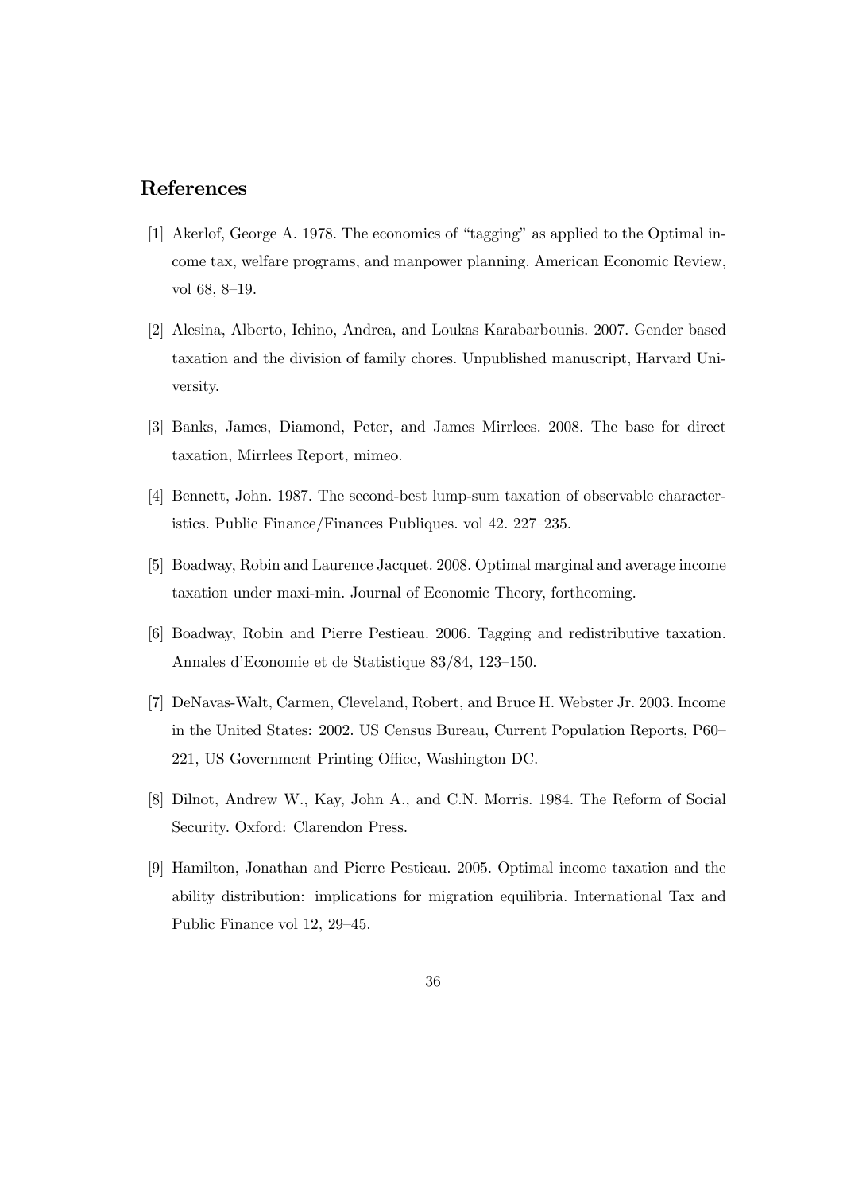## References

[1] Akerlof, George A. 1978. The economics of "tagging" as applied to the Optimal income tax, welfare programs, and manpower planning. American Economic Review, vol 68, 8–19.

[2] Alesina, Alberto, Ichino, Andrea, and Loukas Karabarbounis. 2007. Gender based taxation and the division of family chores. Unpublished manuscript, Harvard University.

[3] Banks, James, Diamond, Peter, and James Mirrlees. 2008. The base for direct taxation, Mirrlees Report, mimeo.

[4] Bennett, John. 1987. The second-best lump-sum taxation of observable characteristics. Public Finance/Finances Publiques. vol 42. 227–235.

[5] Boadway, Robin and Laurence Jacquet. 2008. Optimal marginal and average income taxation under maxi-min. Journal of Economic Theory, forthcoming.

[6] Boadway, Robin and Pierre Pestieau. 2006. Tagging and redistributive taxation. Annales d'Economie et de Statistique 83/84, 123–150.

[7] DeNavas-Walt, Carmen, Cleveland, Robert, and Bruce H. Webster Jr. 2003. Income in the United States: 2002. US Census Bureau, Current Population Reports, P60–221, US Government Printing Office, Washington DC.

[8] Dilnot, Andrew W., Kay, John A., and C.N. Morris. 1984. The Reform of Social Security. Oxford: Clarendon Press.

[9] Hamilton, Jonathan and Pierre Pestieau. 2005. Optimal income taxation and the ability distribution: implications for migration equilibria. International Tax and Public Finance vol 12, 29–45.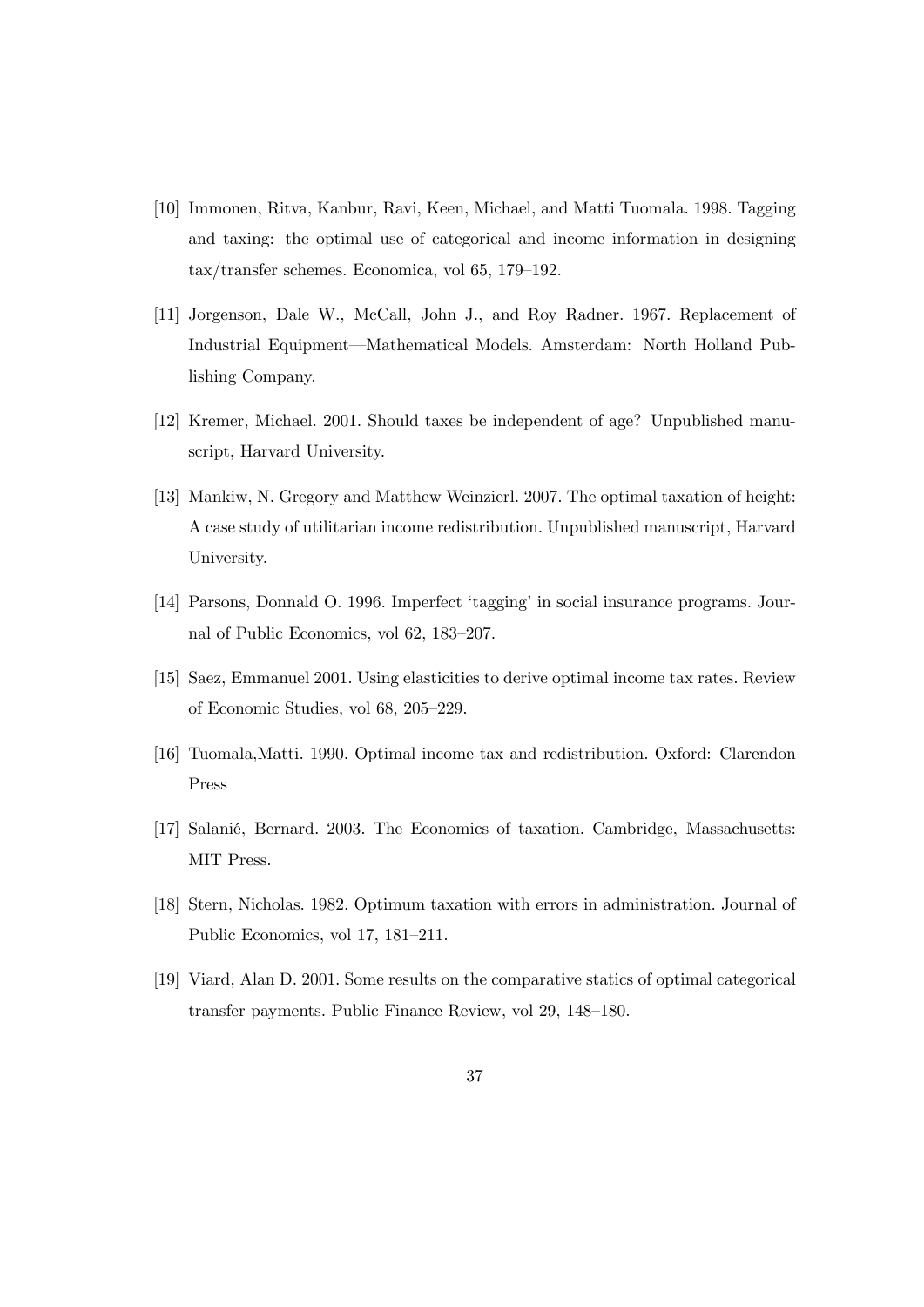[10] Immonen, Ritva, Kanbur, Ravi, Keen, Michael, and Matti Tuomala. 1998. Tagging and taxing: the optimal use of categorical and income information in designing tax/transfer schemes. Economica, vol 65, 179–192.

[11] Jorgenson, Dale W., McCall, John J., and Roy Radner. 1967. Replacement of Industrial Equipment—Mathematical Models. Amsterdam: North Holland Publishing Company.

[12] Kremer, Michael. 2001. Should taxes be independent of age? Unpublished manuscript, Harvard University.

[13] Mankiw, N. Gregory and Matthew Weinzierl. 2007. The optimal taxation of height: A case study of utilitarian income redistribution. Unpublished manuscript, Harvard University.

[14] Parsons, Donnald O. 1996. Imperfect 'tagging' in social insurance programs. Journal of Public Economics, vol 62, 183–207.

[15] Saez, Emmanuel 2001. Using elasticities to derive optimal income tax rates. Review of Economic Studies, vol 68, 205–229.

[16] Tuomala,Matti. 1990. Optimal income tax and redistribution. Oxford: Clarendon Press

[17] Salanié, Bernard. 2003. The Economics of taxation. Cambridge, Massachusetts: MIT Press.

[18] Stern, Nicholas. 1982. Optimum taxation with errors in administration. Journal of Public Economics, vol 17, 181–211.

[19] Viard, Alan D. 2001. Some results on the comparative statics of optimal categorical transfer payments. Public Finance Review, vol 29, 148–180.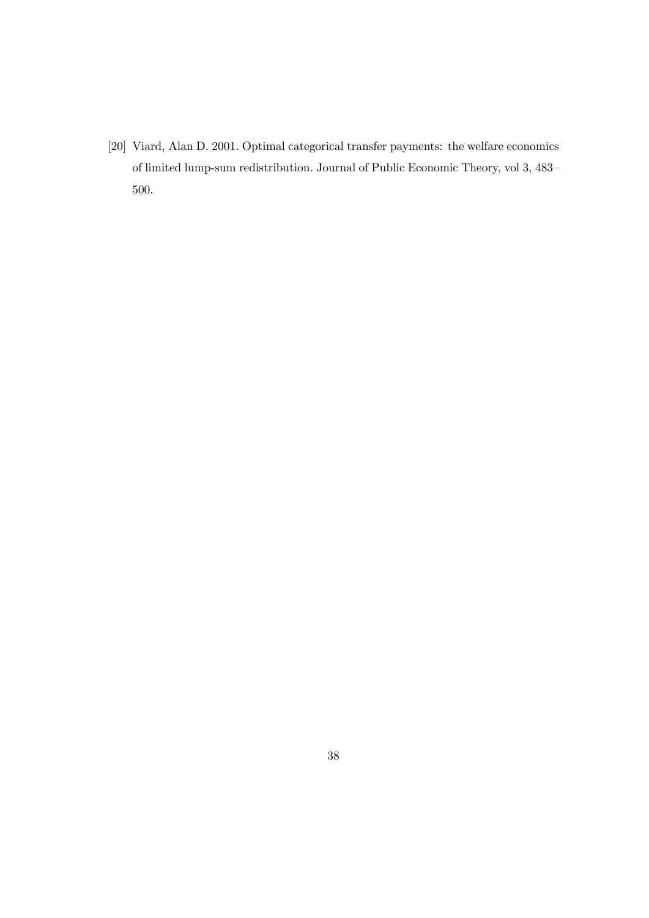[20] Viard, Alan D. 2001. Optimal categorical transfer payments: the welfare economics of limited lump-sum redistribution. Journal of Public Economic Theory, vol 3, 483–500.